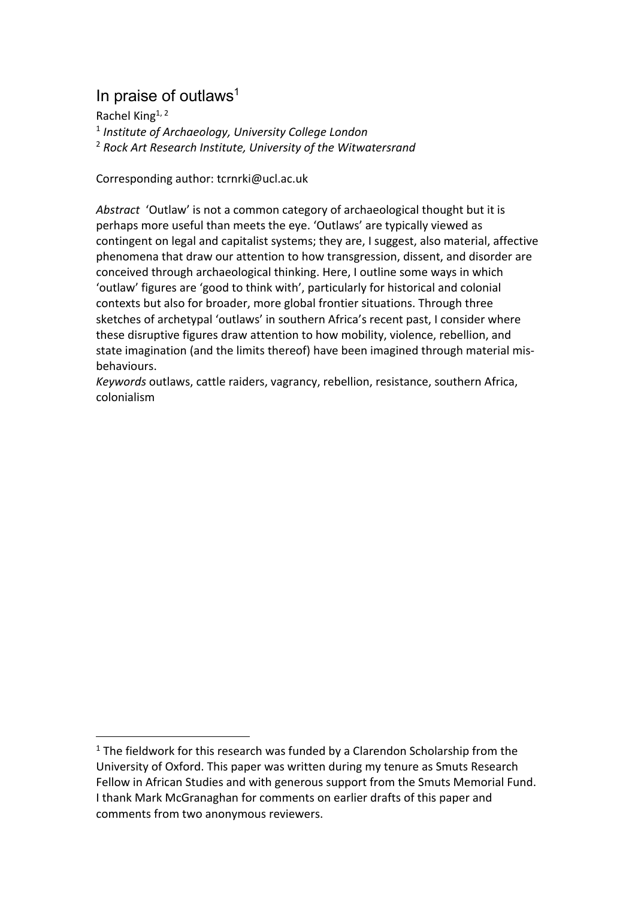# In praise of outlaws[1]

Rachel King[1, 2]

[1] *Institute of Archaeology, University College London*

[2] *Rock Art Research Institute, University of the Witwatersrand*

Corresponding author: tcrnrki@ucl.ac.uk

*Abstract* 'Outlaw' is not a common category of archaeological thought but it is perhaps more useful than meets the eye. 'Outlaws' are typically viewed as contingent on legal and capitalist systems; they are, I suggest, also material, affective phenomena that draw our attention to how transgression, dissent, and disorder are conceived through archaeological thinking. Here, I outline some ways in which 'outlaw' figures are 'good to think with', particularly for historical and colonial contexts but also for broader, more global frontier situations. Through three sketches of archetypal 'outlaws' in southern Africa's recent past, I consider where these disruptive figures draw attention to how mobility, violence, rebellion, and state imagination (and the limits thereof) have been imagined through material mis-behaviours.

*Keywords* outlaws, cattle raiders, vagrancy, rebellion, resistance, southern Africa, colonialism

---

[1] The fieldwork for this research was funded by a Clarendon Scholarship from the University of Oxford. This paper was written during my tenure as Smuts Research Fellow in African Studies and with generous support from the Smuts Memorial Fund. I thank Mark McGranaghan for comments on earlier drafts of this paper and comments from two anonymous reviewers.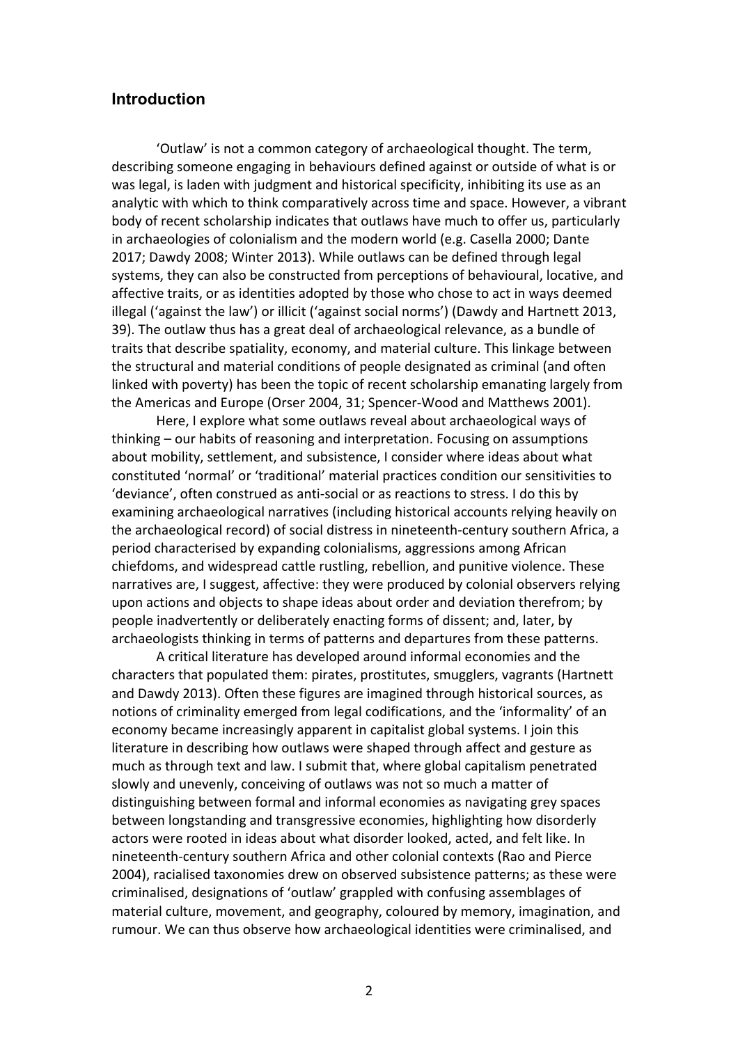## Introduction

'Outlaw' is not a common category of archaeological thought. The term, describing someone engaging in behaviours defined against or outside of what is or was legal, is laden with judgment and historical specificity, inhibiting its use as an analytic with which to think comparatively across time and space. However, a vibrant body of recent scholarship indicates that outlaws have much to offer us, particularly in archaeologies of colonialism and the modern world (e.g. Casella 2000; Dante 2017; Dawdy 2008; Winter 2013). While outlaws can be defined through legal systems, they can also be constructed from perceptions of behavioural, locative, and affective traits, or as identities adopted by those who chose to act in ways deemed illegal ('against the law') or illicit ('against social norms') (Dawdy and Hartnett 2013, 39). The outlaw thus has a great deal of archaeological relevance, as a bundle of traits that describe spatiality, economy, and material culture. This linkage between the structural and material conditions of people designated as criminal (and often linked with poverty) has been the topic of recent scholarship emanating largely from the Americas and Europe (Orser 2004, 31; Spencer-Wood and Matthews 2001).

Here, I explore what some outlaws reveal about archaeological ways of thinking – our habits of reasoning and interpretation. Focusing on assumptions about mobility, settlement, and subsistence, I consider where ideas about what constituted 'normal' or 'traditional' material practices condition our sensitivities to 'deviance', often construed as anti-social or as reactions to stress. I do this by examining archaeological narratives (including historical accounts relying heavily on the archaeological record) of social distress in nineteenth-century southern Africa, a period characterised by expanding colonialisms, aggressions among African chiefdoms, and widespread cattle rustling, rebellion, and punitive violence. These narratives are, I suggest, affective: they were produced by colonial observers relying upon actions and objects to shape ideas about order and deviation therefrom; by people inadvertently or deliberately enacting forms of dissent; and, later, by archaeologists thinking in terms of patterns and departures from these patterns.

A critical literature has developed around informal economies and the characters that populated them: pirates, prostitutes, smugglers, vagrants (Hartnett and Dawdy 2013). Often these figures are imagined through historical sources, as notions of criminality emerged from legal codifications, and the 'informality' of an economy became increasingly apparent in capitalist global systems. I join this literature in describing how outlaws were shaped through affect and gesture as much as through text and law. I submit that, where global capitalism penetrated slowly and unevenly, conceiving of outlaws was not so much a matter of distinguishing between formal and informal economies as navigating grey spaces between longstanding and transgressive economies, highlighting how disorderly actors were rooted in ideas about what disorder looked, acted, and felt like. In nineteenth-century southern Africa and other colonial contexts (Rao and Pierce 2004), racialised taxonomies drew on observed subsistence patterns; as these were criminalised, designations of 'outlaw' grappled with confusing assemblages of material culture, movement, and geography, coloured by memory, imagination, and rumour. We can thus observe how archaeological identities were criminalised, and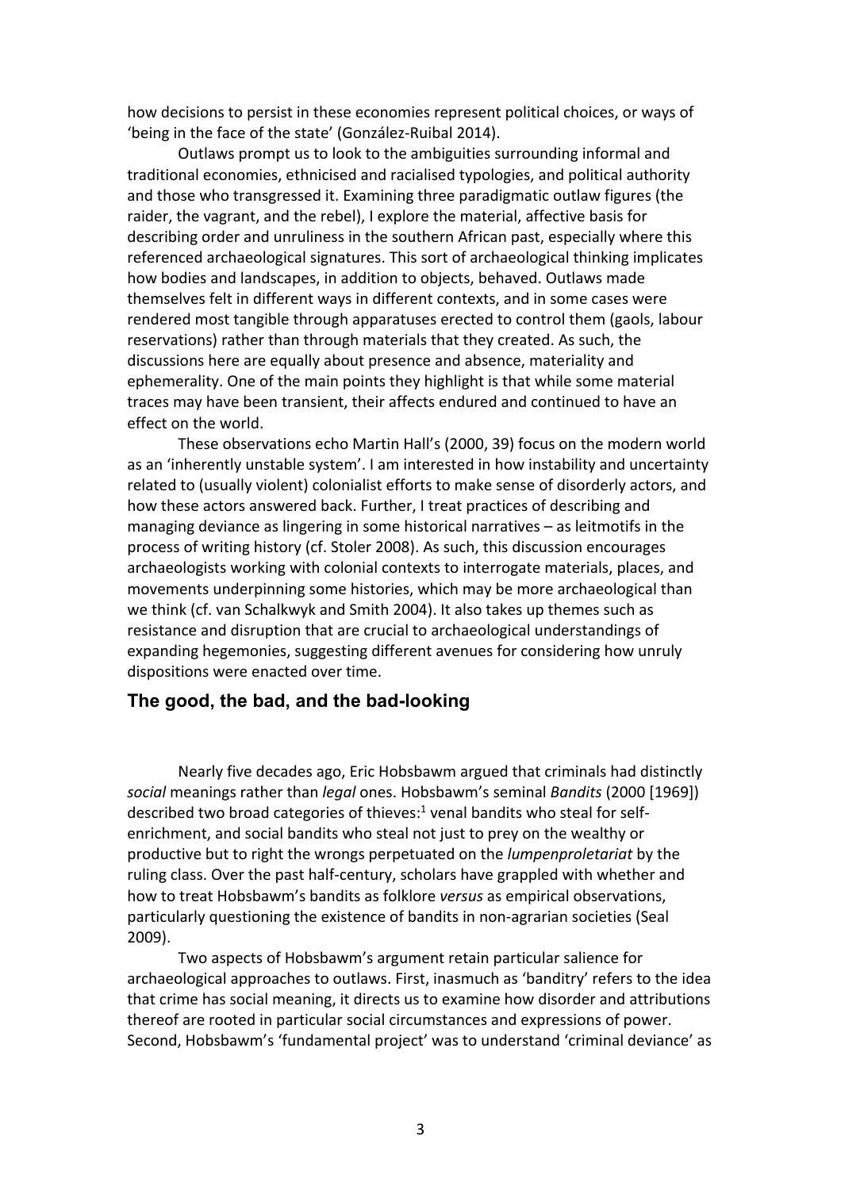how decisions to persist in these economies represent political choices, or ways of 'being in the face of the state' (González-Ruibal 2014).

Outlaws prompt us to look to the ambiguities surrounding informal and traditional economies, ethnicised and racialised typologies, and political authority and those who transgressed it. Examining three paradigmatic outlaw figures (the raider, the vagrant, and the rebel), I explore the material, affective basis for describing order and unruliness in the southern African past, especially where this referenced archaeological signatures. This sort of archaeological thinking implicates how bodies and landscapes, in addition to objects, behaved. Outlaws made themselves felt in different ways in different contexts, and in some cases were rendered most tangible through apparatuses erected to control them (gaols, labour reservations) rather than through materials that they created. As such, the discussions here are equally about presence and absence, materiality and ephemerality. One of the main points they highlight is that while some material traces may have been transient, their affects endured and continued to have an effect on the world.

These observations echo Martin Hall's (2000, 39) focus on the modern world as an 'inherently unstable system'. I am interested in how instability and uncertainty related to (usually violent) colonialist efforts to make sense of disorderly actors, and how these actors answered back. Further, I treat practices of describing and managing deviance as lingering in some historical narratives – as leitmotifs in the process of writing history (cf. Stoler 2008). As such, this discussion encourages archaeologists working with colonial contexts to interrogate materials, places, and movements underpinning some histories, which may be more archaeological than we think (cf. van Schalkwyk and Smith 2004). It also takes up themes such as resistance and disruption that are crucial to archaeological understandings of expanding hegemonies, suggesting different avenues for considering how unruly dispositions were enacted over time.

## The good, the bad, and the bad-looking

Nearly five decades ago, Eric Hobsbawm argued that criminals had distinctly *social* meanings rather than *legal* ones. Hobsbawm's seminal *Bandits* (2000 [1969]) described two broad categories of thieves:[1] venal bandits who steal for self-enrichment, and social bandits who steal not just to prey on the wealthy or productive but to right the wrongs perpetuated on the *lumpenproletariat* by the ruling class. Over the past half-century, scholars have grappled with whether and how to treat Hobsbawm's bandits as folklore *versus* as empirical observations, particularly questioning the existence of bandits in non-agrarian societies (Seal 2009).

Two aspects of Hobsbawm's argument retain particular salience for archaeological approaches to outlaws. First, inasmuch as 'banditry' refers to the idea that crime has social meaning, it directs us to examine how disorder and attributions thereof are rooted in particular social circumstances and expressions of power. Second, Hobsbawm's 'fundamental project' was to understand 'criminal deviance' as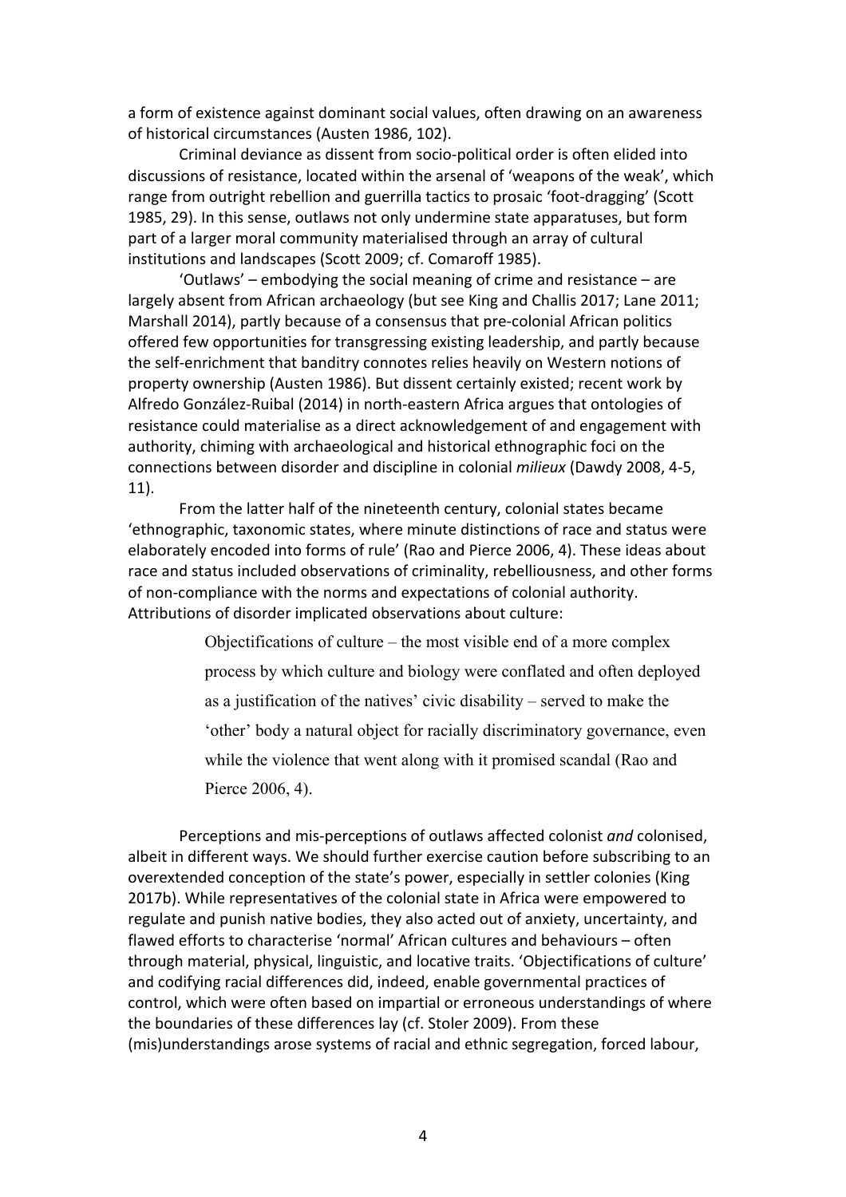a form of existence against dominant social values, often drawing on an awareness of historical circumstances (Austen 1986, 102).

Criminal deviance as dissent from socio-political order is often elided into discussions of resistance, located within the arsenal of 'weapons of the weak', which range from outright rebellion and guerrilla tactics to prosaic 'foot-dragging' (Scott 1985, 29). In this sense, outlaws not only undermine state apparatuses, but form part of a larger moral community materialised through an array of cultural institutions and landscapes (Scott 2009; cf. Comaroff 1985).

'Outlaws' – embodying the social meaning of crime and resistance – are largely absent from African archaeology (but see King and Challis 2017; Lane 2011; Marshall 2014), partly because of a consensus that pre-colonial African politics offered few opportunities for transgressing existing leadership, and partly because the self-enrichment that banditry connotes relies heavily on Western notions of property ownership (Austen 1986). But dissent certainly existed; recent work by Alfredo González-Ruibal (2014) in north-eastern Africa argues that ontologies of resistance could materialise as a direct acknowledgement of and engagement with authority, chiming with archaeological and historical ethnographic foci on the connections between disorder and discipline in colonial *milieux* (Dawdy 2008, 4-5, 11).

From the latter half of the nineteenth century, colonial states became 'ethnographic, taxonomic states, where minute distinctions of race and status were elaborately encoded into forms of rule' (Rao and Pierce 2006, 4). These ideas about race and status included observations of criminality, rebelliousness, and other forms of non-compliance with the norms and expectations of colonial authority. Attributions of disorder implicated observations about culture:

> Objectifications of culture – the most visible end of a more complex process by which culture and biology were conflated and often deployed as a justification of the natives' civic disability – served to make the 'other' body a natural object for racially discriminatory governance, even while the violence that went along with it promised scandal (Rao and Pierce 2006, 4).

Perceptions and mis-perceptions of outlaws affected colonist *and* colonised, albeit in different ways. We should further exercise caution before subscribing to an overextended conception of the state's power, especially in settler colonies (King 2017b). While representatives of the colonial state in Africa were empowered to regulate and punish native bodies, they also acted out of anxiety, uncertainty, and flawed efforts to characterise 'normal' African cultures and behaviours – often through material, physical, linguistic, and locative traits. 'Objectifications of culture' and codifying racial differences did, indeed, enable governmental practices of control, which were often based on impartial or erroneous understandings of where the boundaries of these differences lay (cf. Stoler 2009). From these (mis)understandings arose systems of racial and ethnic segregation, forced labour,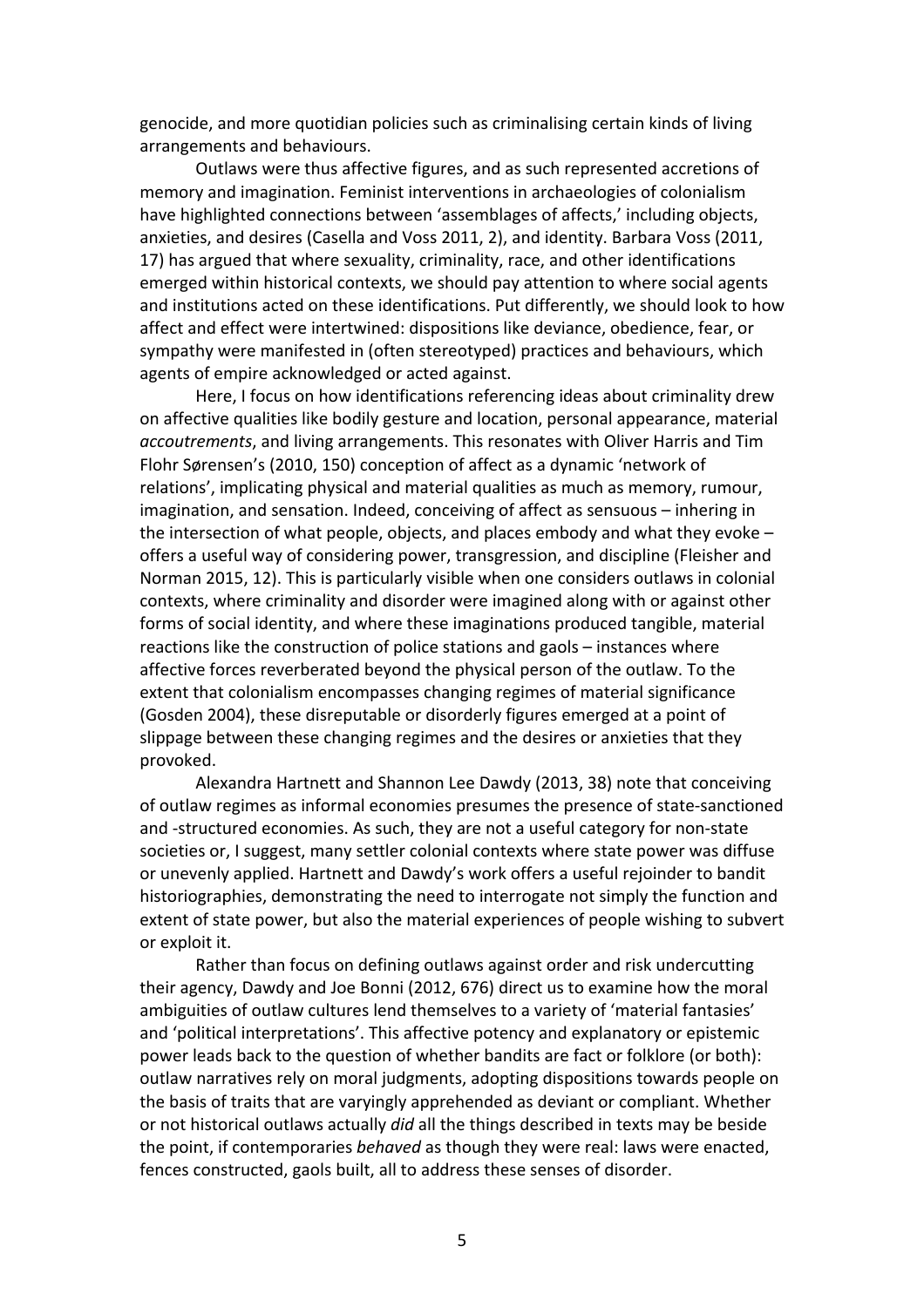genocide, and more quotidian policies such as criminalising certain kinds of living arrangements and behaviours.

Outlaws were thus affective figures, and as such represented accretions of memory and imagination. Feminist interventions in archaeologies of colonialism have highlighted connections between 'assemblages of affects,' including objects, anxieties, and desires (Casella and Voss 2011, 2), and identity. Barbara Voss (2011, 17) has argued that where sexuality, criminality, race, and other identifications emerged within historical contexts, we should pay attention to where social agents and institutions acted on these identifications. Put differently, we should look to how affect and effect were intertwined: dispositions like deviance, obedience, fear, or sympathy were manifested in (often stereotyped) practices and behaviours, which agents of empire acknowledged or acted against.

Here, I focus on how identifications referencing ideas about criminality drew on affective qualities like bodily gesture and location, personal appearance, material *accoutrements*, and living arrangements. This resonates with Oliver Harris and Tim Flohr Sørensen's (2010, 150) conception of affect as a dynamic 'network of relations', implicating physical and material qualities as much as memory, rumour, imagination, and sensation. Indeed, conceiving of affect as sensuous – inhering in the intersection of what people, objects, and places embody and what they evoke – offers a useful way of considering power, transgression, and discipline (Fleisher and Norman 2015, 12). This is particularly visible when one considers outlaws in colonial contexts, where criminality and disorder were imagined along with or against other forms of social identity, and where these imaginations produced tangible, material reactions like the construction of police stations and gaols – instances where affective forces reverberated beyond the physical person of the outlaw. To the extent that colonialism encompasses changing regimes of material significance (Gosden 2004), these disreputable or disorderly figures emerged at a point of slippage between these changing regimes and the desires or anxieties that they provoked.

Alexandra Hartnett and Shannon Lee Dawdy (2013, 38) note that conceiving of outlaw regimes as informal economies presumes the presence of state-sanctioned and -structured economies. As such, they are not a useful category for non-state societies or, I suggest, many settler colonial contexts where state power was diffuse or unevenly applied. Hartnett and Dawdy's work offers a useful rejoinder to bandit historiographies, demonstrating the need to interrogate not simply the function and extent of state power, but also the material experiences of people wishing to subvert or exploit it.

Rather than focus on defining outlaws against order and risk undercutting their agency, Dawdy and Joe Bonni (2012, 676) direct us to examine how the moral ambiguities of outlaw cultures lend themselves to a variety of 'material fantasies' and 'political interpretations'. This affective potency and explanatory or epistemic power leads back to the question of whether bandits are fact or folklore (or both): outlaw narratives rely on moral judgments, adopting dispositions towards people on the basis of traits that are varyingly apprehended as deviant or compliant. Whether or not historical outlaws actually *did* all the things described in texts may be beside the point, if contemporaries *behaved* as though they were real: laws were enacted, fences constructed, gaols built, all to address these senses of disorder.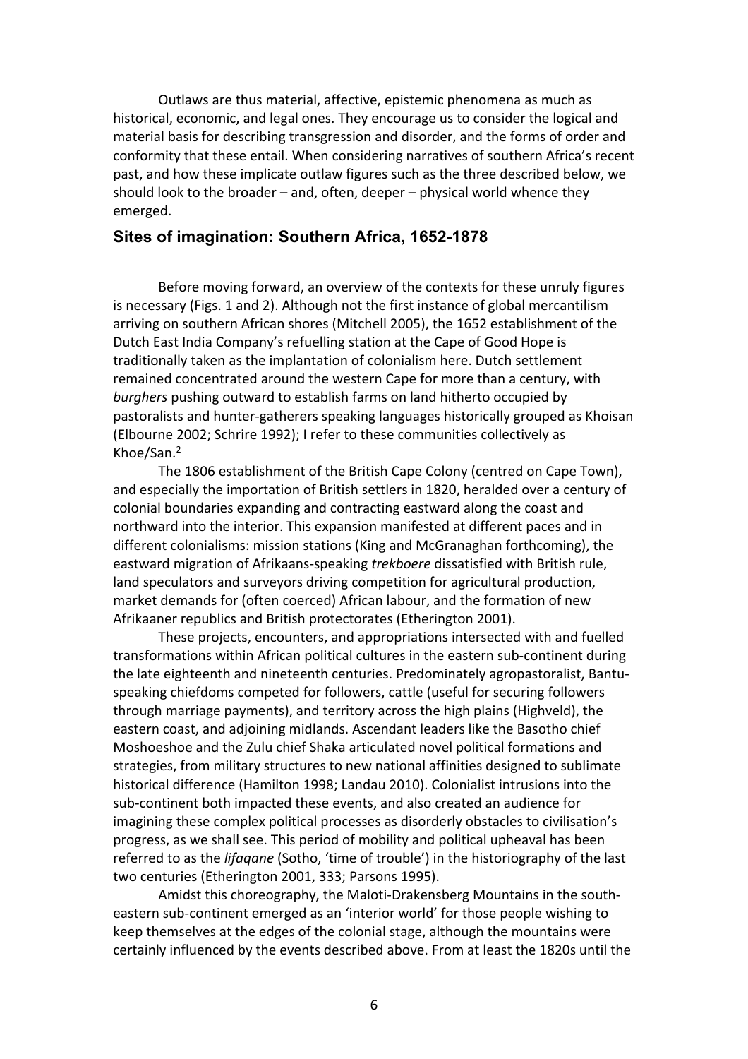Outlaws are thus material, affective, epistemic phenomena as much as historical, economic, and legal ones. They encourage us to consider the logical and material basis for describing transgression and disorder, and the forms of order and conformity that these entail. When considering narratives of southern Africa's recent past, and how these implicate outlaw figures such as the three described below, we should look to the broader – and, often, deeper – physical world whence they emerged.

## Sites of imagination: Southern Africa, 1652-1878

Before moving forward, an overview of the contexts for these unruly figures is necessary (Figs. 1 and 2). Although not the first instance of global mercantilism arriving on southern African shores (Mitchell 2005), the 1652 establishment of the Dutch East India Company's refuelling station at the Cape of Good Hope is traditionally taken as the implantation of colonialism here. Dutch settlement remained concentrated around the western Cape for more than a century, with *burghers* pushing outward to establish farms on land hitherto occupied by pastoralists and hunter-gatherers speaking languages historically grouped as Khoisan (Elbourne 2002; Schrire 1992); I refer to these communities collectively as Khoe/San.[2]

The 1806 establishment of the British Cape Colony (centred on Cape Town), and especially the importation of British settlers in 1820, heralded over a century of colonial boundaries expanding and contracting eastward along the coast and northward into the interior. This expansion manifested at different paces and in different colonialisms: mission stations (King and McGranaghan forthcoming), the eastward migration of Afrikaans-speaking *trekboere* dissatisfied with British rule, land speculators and surveyors driving competition for agricultural production, market demands for (often coerced) African labour, and the formation of new Afrikaaner republics and British protectorates (Etherington 2001).

These projects, encounters, and appropriations intersected with and fuelled transformations within African political cultures in the eastern sub-continent during the late eighteenth and nineteenth centuries. Predominately agropastoralist, Bantu-speaking chiefdoms competed for followers, cattle (useful for securing followers through marriage payments), and territory across the high plains (Highveld), the eastern coast, and adjoining midlands. Ascendant leaders like the Basotho chief Moshoeshoe and the Zulu chief Shaka articulated novel political formations and strategies, from military structures to new national affinities designed to sublimate historical difference (Hamilton 1998; Landau 2010). Colonialist intrusions into the sub-continent both impacted these events, and also created an audience for imagining these complex political processes as disorderly obstacles to civilisation's progress, as we shall see. This period of mobility and political upheaval has been referred to as the *lifaqane* (Sotho, 'time of trouble') in the historiography of the last two centuries (Etherington 2001, 333; Parsons 1995).

Amidst this choreography, the Maloti-Drakensberg Mountains in the south-eastern sub-continent emerged as an 'interior world' for those people wishing to keep themselves at the edges of the colonial stage, although the mountains were certainly influenced by the events described above. From at least the 1820s until the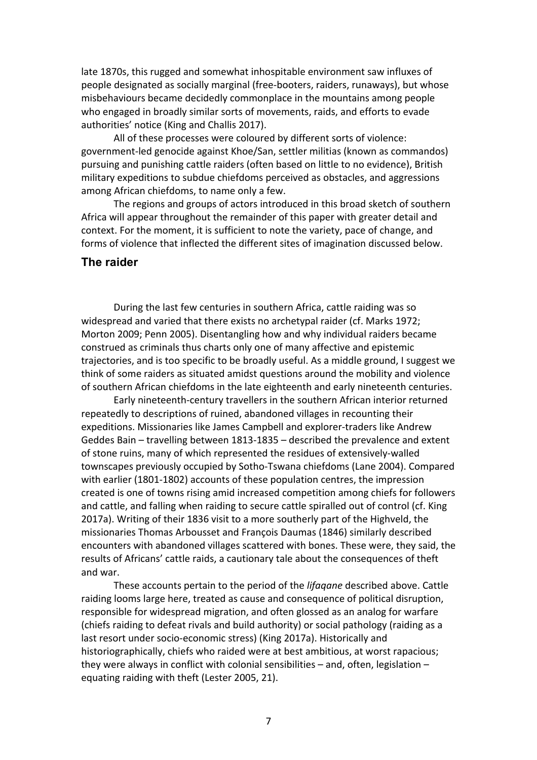late 1870s, this rugged and somewhat inhospitable environment saw influxes of people designated as socially marginal (free-booters, raiders, runaways), but whose misbehaviours became decidedly commonplace in the mountains among people who engaged in broadly similar sorts of movements, raids, and efforts to evade authorities' notice (King and Challis 2017).

All of these processes were coloured by different sorts of violence: government-led genocide against Khoe/San, settler militias (known as commandos) pursuing and punishing cattle raiders (often based on little to no evidence), British military expeditions to subdue chiefdoms perceived as obstacles, and aggressions among African chiefdoms, to name only a few.

The regions and groups of actors introduced in this broad sketch of southern Africa will appear throughout the remainder of this paper with greater detail and context. For the moment, it is sufficient to note the variety, pace of change, and forms of violence that inflected the different sites of imagination discussed below.

## The raider

During the last few centuries in southern Africa, cattle raiding was so widespread and varied that there exists no archetypal raider (cf. Marks 1972; Morton 2009; Penn 2005). Disentangling how and why individual raiders became construed as criminals thus charts only one of many affective and epistemic trajectories, and is too specific to be broadly useful. As a middle ground, I suggest we think of some raiders as situated amidst questions around the mobility and violence of southern African chiefdoms in the late eighteenth and early nineteenth centuries.

Early nineteenth-century travellers in the southern African interior returned repeatedly to descriptions of ruined, abandoned villages in recounting their expeditions. Missionaries like James Campbell and explorer-traders like Andrew Geddes Bain – travelling between 1813-1835 – described the prevalence and extent of stone ruins, many of which represented the residues of extensively-walled townscapes previously occupied by Sotho-Tswana chiefdoms (Lane 2004). Compared with earlier (1801-1802) accounts of these population centres, the impression created is one of towns rising amid increased competition among chiefs for followers and cattle, and falling when raiding to secure cattle spiralled out of control (cf. King 2017a). Writing of their 1836 visit to a more southerly part of the Highveld, the missionaries Thomas Arbousset and François Daumas (1846) similarly described encounters with abandoned villages scattered with bones. These were, they said, the results of Africans' cattle raids, a cautionary tale about the consequences of theft and war.

These accounts pertain to the period of the *lifaqane* described above. Cattle raiding looms large here, treated as cause and consequence of political disruption, responsible for widespread migration, and often glossed as an analog for warfare (chiefs raiding to defeat rivals and build authority) or social pathology (raiding as a last resort under socio-economic stress) (King 2017a). Historically and historiographically, chiefs who raided were at best ambitious, at worst rapacious; they were always in conflict with colonial sensibilities – and, often, legislation – equating raiding with theft (Lester 2005, 21).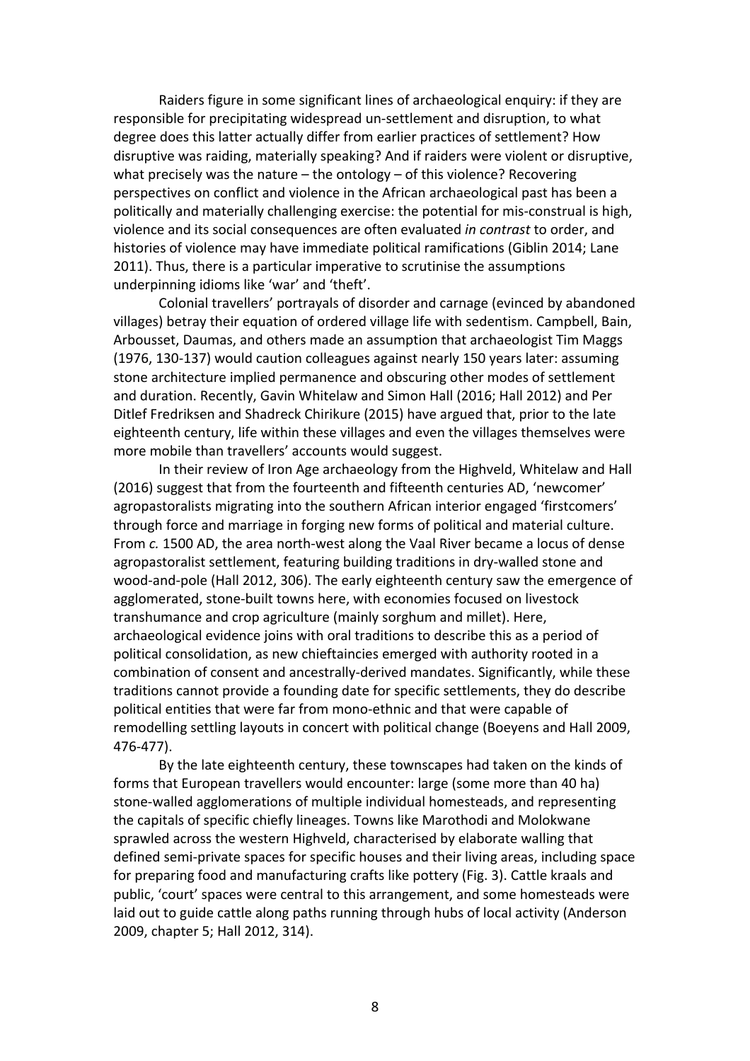Raiders figure in some significant lines of archaeological enquiry: if they are responsible for precipitating widespread un-settlement and disruption, to what degree does this latter actually differ from earlier practices of settlement? How disruptive was raiding, materially speaking? And if raiders were violent or disruptive, what precisely was the nature – the ontology – of this violence? Recovering perspectives on conflict and violence in the African archaeological past has been a politically and materially challenging exercise: the potential for mis-construal is high, violence and its social consequences are often evaluated *in contrast* to order, and histories of violence may have immediate political ramifications (Giblin 2014; Lane 2011). Thus, there is a particular imperative to scrutinise the assumptions underpinning idioms like 'war' and 'theft'.

Colonial travellers' portrayals of disorder and carnage (evinced by abandoned villages) betray their equation of ordered village life with sedentism. Campbell, Bain, Arbousset, Daumas, and others made an assumption that archaeologist Tim Maggs (1976, 130-137) would caution colleagues against nearly 150 years later: assuming stone architecture implied permanence and obscuring other modes of settlement and duration. Recently, Gavin Whitelaw and Simon Hall (2016; Hall 2012) and Per Ditlef Fredriksen and Shadreck Chirikure (2015) have argued that, prior to the late eighteenth century, life within these villages and even the villages themselves were more mobile than travellers' accounts would suggest.

In their review of Iron Age archaeology from the Highveld, Whitelaw and Hall (2016) suggest that from the fourteenth and fifteenth centuries AD, 'newcomer' agropastoralists migrating into the southern African interior engaged 'firstcomers' through force and marriage in forging new forms of political and material culture. From *c.* 1500 AD, the area north-west along the Vaal River became a locus of dense agropastoralist settlement, featuring building traditions in dry-walled stone and wood-and-pole (Hall 2012, 306). The early eighteenth century saw the emergence of agglomerated, stone-built towns here, with economies focused on livestock transhumance and crop agriculture (mainly sorghum and millet). Here, archaeological evidence joins with oral traditions to describe this as a period of political consolidation, as new chieftaincies emerged with authority rooted in a combination of consent and ancestrally-derived mandates. Significantly, while these traditions cannot provide a founding date for specific settlements, they do describe political entities that were far from mono-ethnic and that were capable of remodelling settling layouts in concert with political change (Boeyens and Hall 2009, 476-477).

By the late eighteenth century, these townscapes had taken on the kinds of forms that European travellers would encounter: large (some more than 40 ha) stone-walled agglomerations of multiple individual homesteads, and representing the capitals of specific chiefly lineages. Towns like Marothodi and Molokwane sprawled across the western Highveld, characterised by elaborate walling that defined semi-private spaces for specific houses and their living areas, including space for preparing food and manufacturing crafts like pottery (Fig. 3). Cattle kraals and public, 'court' spaces were central to this arrangement, and some homesteads were laid out to guide cattle along paths running through hubs of local activity (Anderson 2009, chapter 5; Hall 2012, 314).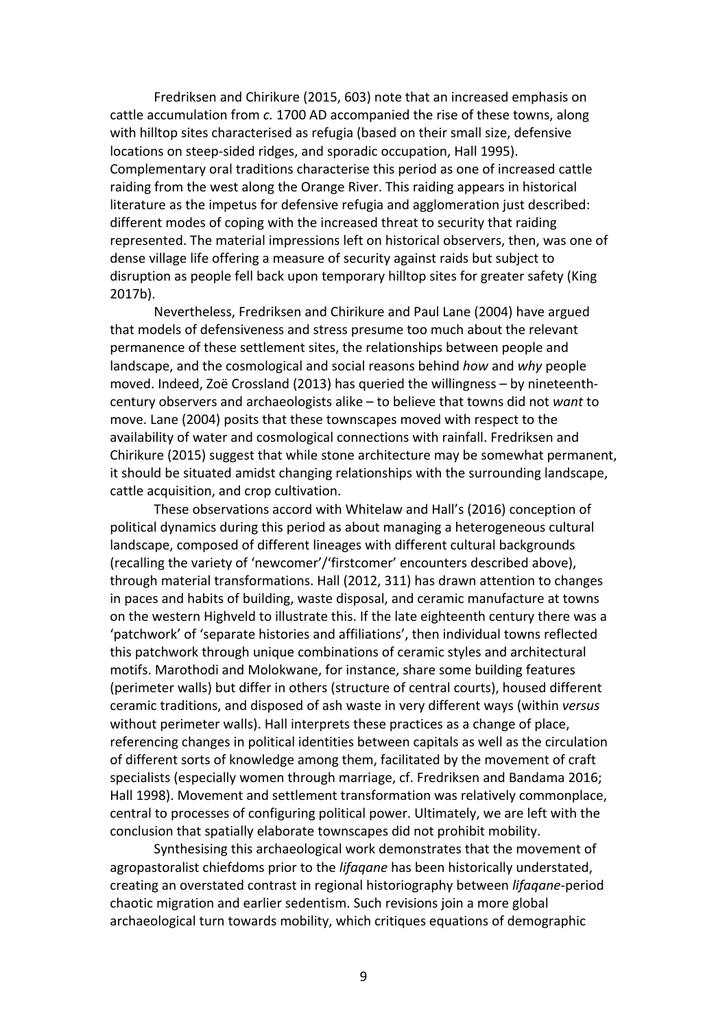Fredriksen and Chirikure (2015, 603) note that an increased emphasis on cattle accumulation from *c.* 1700 AD accompanied the rise of these towns, along with hilltop sites characterised as refugia (based on their small size, defensive locations on steep-sided ridges, and sporadic occupation, Hall 1995). Complementary oral traditions characterise this period as one of increased cattle raiding from the west along the Orange River. This raiding appears in historical literature as the impetus for defensive refugia and agglomeration just described: different modes of coping with the increased threat to security that raiding represented. The material impressions left on historical observers, then, was one of dense village life offering a measure of security against raids but subject to disruption as people fell back upon temporary hilltop sites for greater safety (King 2017b).

Nevertheless, Fredriksen and Chirikure and Paul Lane (2004) have argued that models of defensiveness and stress presume too much about the relevant permanence of these settlement sites, the relationships between people and landscape, and the cosmological and social reasons behind *how* and *why* people moved. Indeed, Zoë Crossland (2013) has queried the willingness – by nineteenth-century observers and archaeologists alike – to believe that towns did not *want* to move. Lane (2004) posits that these townscapes moved with respect to the availability of water and cosmological connections with rainfall. Fredriksen and Chirikure (2015) suggest that while stone architecture may be somewhat permanent, it should be situated amidst changing relationships with the surrounding landscape, cattle acquisition, and crop cultivation.

These observations accord with Whitelaw and Hall's (2016) conception of political dynamics during this period as about managing a heterogeneous cultural landscape, composed of different lineages with different cultural backgrounds (recalling the variety of 'newcomer'/'firstcomer' encounters described above), through material transformations. Hall (2012, 311) has drawn attention to changes in paces and habits of building, waste disposal, and ceramic manufacture at towns on the western Highveld to illustrate this. If the late eighteenth century there was a 'patchwork' of 'separate histories and affiliations', then individual towns reflected this patchwork through unique combinations of ceramic styles and architectural motifs. Marothodi and Molokwane, for instance, share some building features (perimeter walls) but differ in others (structure of central courts), housed different ceramic traditions, and disposed of ash waste in very different ways (within *versus* without perimeter walls). Hall interprets these practices as a change of place, referencing changes in political identities between capitals as well as the circulation of different sorts of knowledge among them, facilitated by the movement of craft specialists (especially women through marriage, cf. Fredriksen and Bandama 2016; Hall 1998). Movement and settlement transformation was relatively commonplace, central to processes of configuring political power. Ultimately, we are left with the conclusion that spatially elaborate townscapes did not prohibit mobility.

Synthesising this archaeological work demonstrates that the movement of agropastoralist chiefdoms prior to the *lifaqane* has been historically understated, creating an overstated contrast in regional historiography between *lifaqane*-period chaotic migration and earlier sedentism. Such revisions join a more global archaeological turn towards mobility, which critiques equations of demographic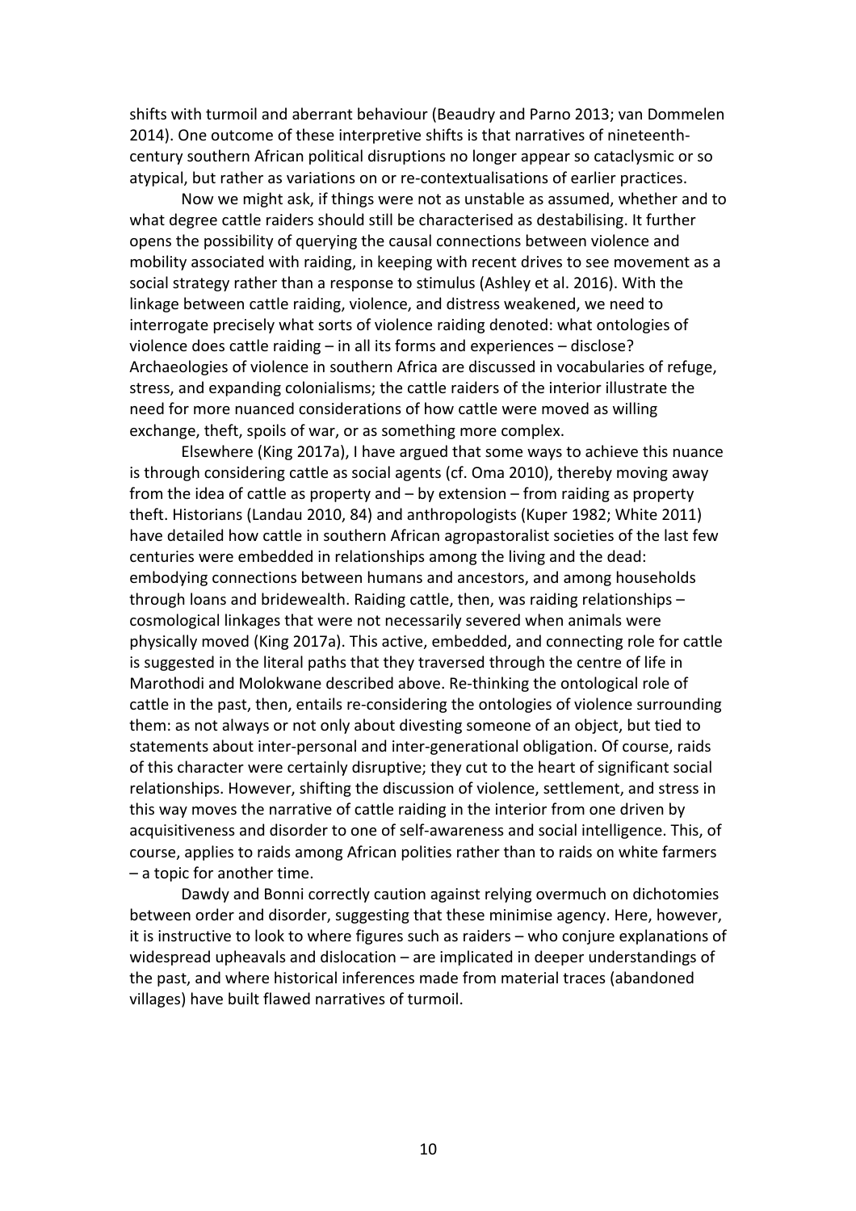shifts with turmoil and aberrant behaviour (Beaudry and Parno 2013; van Dommelen 2014). One outcome of these interpretive shifts is that narratives of nineteenth-century southern African political disruptions no longer appear so cataclysmic or so atypical, but rather as variations on or re-contextualisations of earlier practices.

Now we might ask, if things were not as unstable as assumed, whether and to what degree cattle raiders should still be characterised as destabilising. It further opens the possibility of querying the causal connections between violence and mobility associated with raiding, in keeping with recent drives to see movement as a social strategy rather than a response to stimulus (Ashley et al. 2016). With the linkage between cattle raiding, violence, and distress weakened, we need to interrogate precisely what sorts of violence raiding denoted: what ontologies of violence does cattle raiding – in all its forms and experiences – disclose? Archaeologies of violence in southern Africa are discussed in vocabularies of refuge, stress, and expanding colonialisms; the cattle raiders of the interior illustrate the need for more nuanced considerations of how cattle were moved as willing exchange, theft, spoils of war, or as something more complex.

Elsewhere (King 2017a), I have argued that some ways to achieve this nuance is through considering cattle as social agents (cf. Oma 2010), thereby moving away from the idea of cattle as property and – by extension – from raiding as property theft. Historians (Landau 2010, 84) and anthropologists (Kuper 1982; White 2011) have detailed how cattle in southern African agropastoralist societies of the last few centuries were embedded in relationships among the living and the dead: embodying connections between humans and ancestors, and among households through loans and bridewealth. Raiding cattle, then, was raiding relationships – cosmological linkages that were not necessarily severed when animals were physically moved (King 2017a). This active, embedded, and connecting role for cattle is suggested in the literal paths that they traversed through the centre of life in Marothodi and Molokwane described above. Re-thinking the ontological role of cattle in the past, then, entails re-considering the ontologies of violence surrounding them: as not always or not only about divesting someone of an object, but tied to statements about inter-personal and inter-generational obligation. Of course, raids of this character were certainly disruptive; they cut to the heart of significant social relationships. However, shifting the discussion of violence, settlement, and stress in this way moves the narrative of cattle raiding in the interior from one driven by acquisitiveness and disorder to one of self-awareness and social intelligence. This, of course, applies to raids among African polities rather than to raids on white farmers – a topic for another time.

Dawdy and Bonni correctly caution against relying overmuch on dichotomies between order and disorder, suggesting that these minimise agency. Here, however, it is instructive to look to where figures such as raiders – who conjure explanations of widespread upheavals and dislocation – are implicated in deeper understandings of the past, and where historical inferences made from material traces (abandoned villages) have built flawed narratives of turmoil.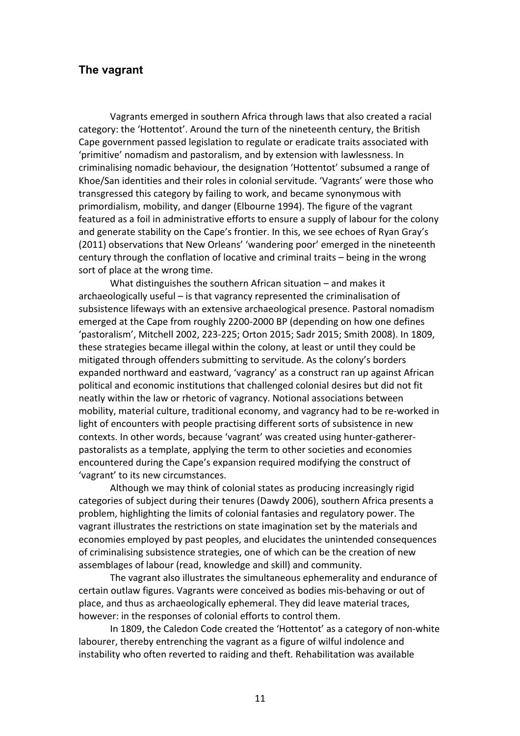## The vagrant

Vagrants emerged in southern Africa through laws that also created a racial category: the 'Hottentot'. Around the turn of the nineteenth century, the British Cape government passed legislation to regulate or eradicate traits associated with 'primitive' nomadism and pastoralism, and by extension with lawlessness. In criminalising nomadic behaviour, the designation 'Hottentot' subsumed a range of Khoe/San identities and their roles in colonial servitude. 'Vagrants' were those who transgressed this category by failing to work, and became synonymous with primordialism, mobility, and danger (Elbourne 1994). The figure of the vagrant featured as a foil in administrative efforts to ensure a supply of labour for the colony and generate stability on the Cape's frontier. In this, we see echoes of Ryan Gray's (2011) observations that New Orleans' 'wandering poor' emerged in the nineteenth century through the conflation of locative and criminal traits – being in the wrong sort of place at the wrong time.

What distinguishes the southern African situation – and makes it archaeologically useful – is that vagrancy represented the criminalisation of subsistence lifeways with an extensive archaeological presence. Pastoral nomadism emerged at the Cape from roughly 2200-2000 BP (depending on how one defines 'pastoralism', Mitchell 2002, 223-225; Orton 2015; Sadr 2015; Smith 2008). In 1809, these strategies became illegal within the colony, at least or until they could be mitigated through offenders submitting to servitude. As the colony's borders expanded northward and eastward, 'vagrancy' as a construct ran up against African political and economic institutions that challenged colonial desires but did not fit neatly within the law or rhetoric of vagrancy. Notional associations between mobility, material culture, traditional economy, and vagrancy had to be re-worked in light of encounters with people practising different sorts of subsistence in new contexts. In other words, because 'vagrant' was created using hunter-gatherer-pastoralists as a template, applying the term to other societies and economies encountered during the Cape's expansion required modifying the construct of 'vagrant' to its new circumstances.

Although we may think of colonial states as producing increasingly rigid categories of subject during their tenures (Dawdy 2006), southern Africa presents a problem, highlighting the limits of colonial fantasies and regulatory power. The vagrant illustrates the restrictions on state imagination set by the materials and economies employed by past peoples, and elucidates the unintended consequences of criminalising subsistence strategies, one of which can be the creation of new assemblages of labour (read, knowledge and skill) and community.

The vagrant also illustrates the simultaneous ephemerality and endurance of certain outlaw figures. Vagrants were conceived as bodies mis-behaving or out of place, and thus as archaeologically ephemeral. They did leave material traces, however: in the responses of colonial efforts to control them.

In 1809, the Caledon Code created the 'Hottentot' as a category of non-white labourer, thereby entrenching the vagrant as a figure of wilful indolence and instability who often reverted to raiding and theft. Rehabilitation was available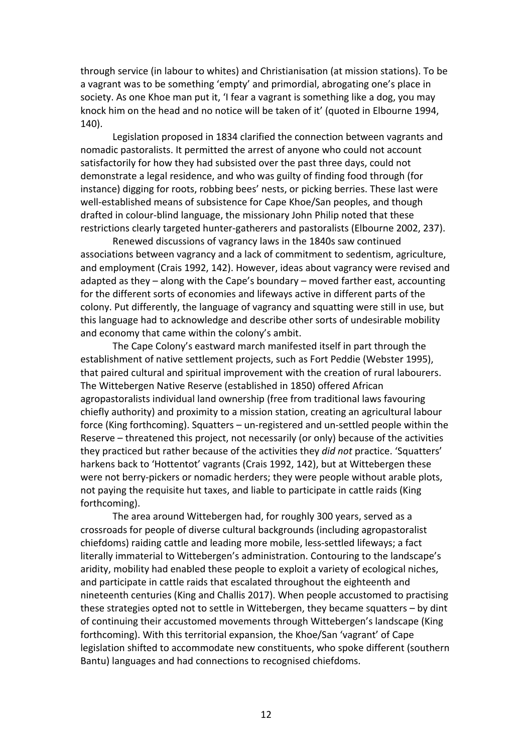through service (in labour to whites) and Christianisation (at mission stations). To be a vagrant was to be something 'empty' and primordial, abrogating one's place in society. As one Khoe man put it, 'I fear a vagrant is something like a dog, you may knock him on the head and no notice will be taken of it' (quoted in Elbourne 1994, 140).

Legislation proposed in 1834 clarified the connection between vagrants and nomadic pastoralists. It permitted the arrest of anyone who could not account satisfactorily for how they had subsisted over the past three days, could not demonstrate a legal residence, and who was guilty of finding food through (for instance) digging for roots, robbing bees' nests, or picking berries. These last were well-established means of subsistence for Cape Khoe/San peoples, and though drafted in colour-blind language, the missionary John Philip noted that these restrictions clearly targeted hunter-gatherers and pastoralists (Elbourne 2002, 237).

Renewed discussions of vagrancy laws in the 1840s saw continued associations between vagrancy and a lack of commitment to sedentism, agriculture, and employment (Crais 1992, 142). However, ideas about vagrancy were revised and adapted as they – along with the Cape's boundary – moved farther east, accounting for the different sorts of economies and lifeways active in different parts of the colony. Put differently, the language of vagrancy and squatting were still in use, but this language had to acknowledge and describe other sorts of undesirable mobility and economy that came within the colony's ambit.

The Cape Colony's eastward march manifested itself in part through the establishment of native settlement projects, such as Fort Peddie (Webster 1995), that paired cultural and spiritual improvement with the creation of rural labourers. The Wittebergen Native Reserve (established in 1850) offered African agropastoralists individual land ownership (free from traditional laws favouring chiefly authority) and proximity to a mission station, creating an agricultural labour force (King forthcoming). Squatters – un-registered and un-settled people within the Reserve – threatened this project, not necessarily (or only) because of the activities they practiced but rather because of the activities they *did not* practice. 'Squatters' harkens back to 'Hottentot' vagrants (Crais 1992, 142), but at Wittebergen these were not berry-pickers or nomadic herders; they were people without arable plots, not paying the requisite hut taxes, and liable to participate in cattle raids (King forthcoming).

The area around Wittebergen had, for roughly 300 years, served as a crossroads for people of diverse cultural backgrounds (including agropastoralist chiefdoms) raiding cattle and leading more mobile, less-settled lifeways; a fact literally immaterial to Wittebergen's administration. Contouring to the landscape's aridity, mobility had enabled these people to exploit a variety of ecological niches, and participate in cattle raids that escalated throughout the eighteenth and nineteenth centuries (King and Challis 2017). When people accustomed to practising these strategies opted not to settle in Wittebergen, they became squatters – by dint of continuing their accustomed movements through Wittebergen's landscape (King forthcoming). With this territorial expansion, the Khoe/San 'vagrant' of Cape legislation shifted to accommodate new constituents, who spoke different (southern Bantu) languages and had connections to recognised chiefdoms.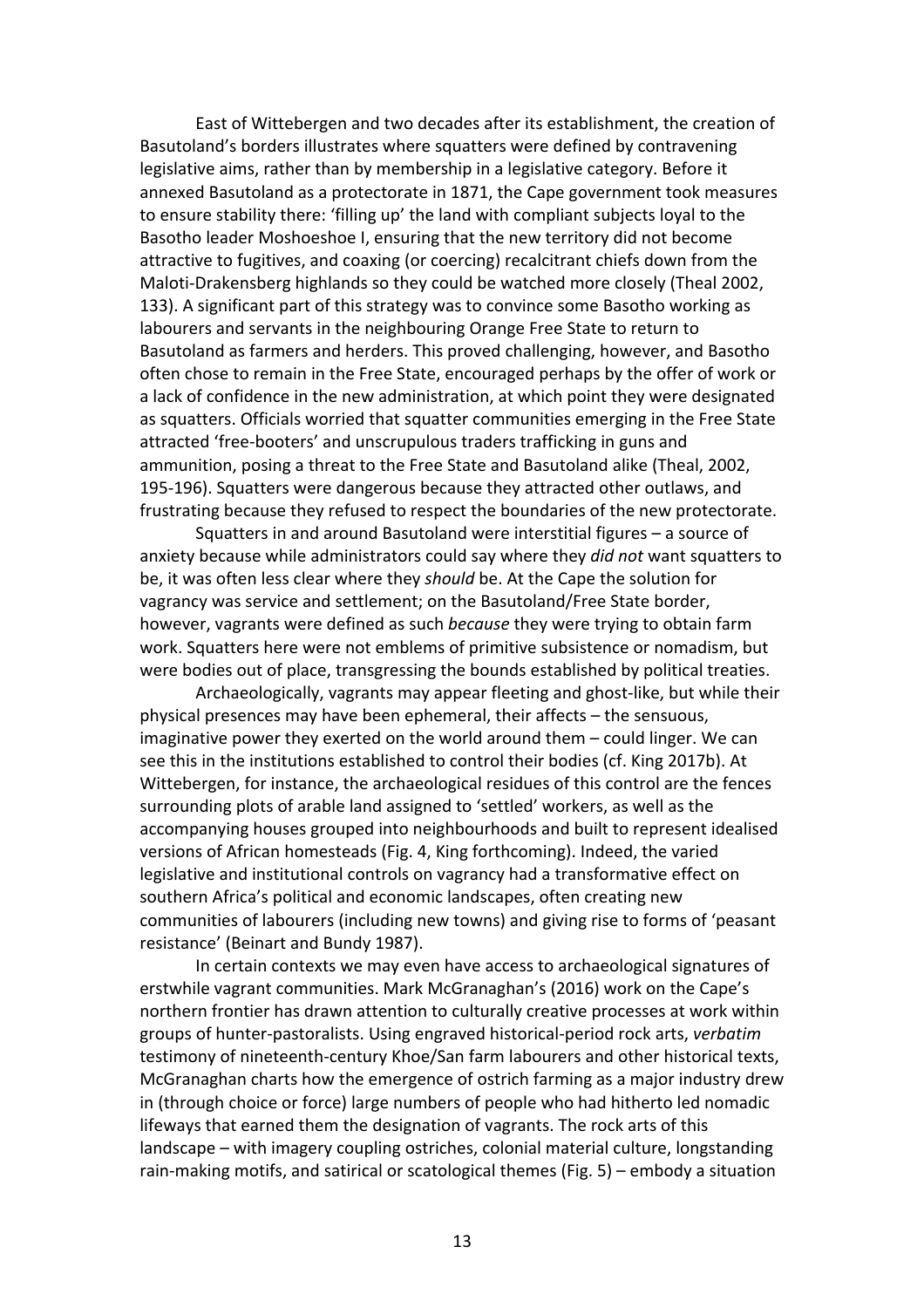East of Wittebergen and two decades after its establishment, the creation of Basutoland's borders illustrates where squatters were defined by contravening legislative aims, rather than by membership in a legislative category. Before it annexed Basutoland as a protectorate in 1871, the Cape government took measures to ensure stability there: 'filling up' the land with compliant subjects loyal to the Basotho leader Moshoeshoe I, ensuring that the new territory did not become attractive to fugitives, and coaxing (or coercing) recalcitrant chiefs down from the Maloti-Drakensberg highlands so they could be watched more closely (Theal 2002, 133). A significant part of this strategy was to convince some Basotho working as labourers and servants in the neighbouring Orange Free State to return to Basutoland as farmers and herders. This proved challenging, however, and Basotho often chose to remain in the Free State, encouraged perhaps by the offer of work or a lack of confidence in the new administration, at which point they were designated as squatters. Officials worried that squatter communities emerging in the Free State attracted 'free-booters' and unscrupulous traders trafficking in guns and ammunition, posing a threat to the Free State and Basutoland alike (Theal, 2002, 195-196). Squatters were dangerous because they attracted other outlaws, and frustrating because they refused to respect the boundaries of the new protectorate.

Squatters in and around Basutoland were interstitial figures – a source of anxiety because while administrators could say where they *did not* want squatters to be, it was often less clear where they *should* be. At the Cape the solution for vagrancy was service and settlement; on the Basutoland/Free State border, however, vagrants were defined as such *because* they were trying to obtain farm work. Squatters here were not emblems of primitive subsistence or nomadism, but were bodies out of place, transgressing the bounds established by political treaties.

Archaeologically, vagrants may appear fleeting and ghost-like, but while their physical presences may have been ephemeral, their affects – the sensuous, imaginative power they exerted on the world around them – could linger. We can see this in the institutions established to control their bodies (cf. King 2017b). At Wittebergen, for instance, the archaeological residues of this control are the fences surrounding plots of arable land assigned to 'settled' workers, as well as the accompanying houses grouped into neighbourhoods and built to represent idealised versions of African homesteads (Fig. 4, King forthcoming). Indeed, the varied legislative and institutional controls on vagrancy had a transformative effect on southern Africa's political and economic landscapes, often creating new communities of labourers (including new towns) and giving rise to forms of 'peasant resistance' (Beinart and Bundy 1987).

In certain contexts we may even have access to archaeological signatures of erstwhile vagrant communities. Mark McGranaghan's (2016) work on the Cape's northern frontier has drawn attention to culturally creative processes at work within groups of hunter-pastoralists. Using engraved historical-period rock arts, *verbatim* testimony of nineteenth-century Khoe/San farm labourers and other historical texts, McGranaghan charts how the emergence of ostrich farming as a major industry drew in (through choice or force) large numbers of people who had hitherto led nomadic lifeways that earned them the designation of vagrants. The rock arts of this landscape – with imagery coupling ostriches, colonial material culture, longstanding rain-making motifs, and satirical or scatological themes (Fig. 5) – embody a situation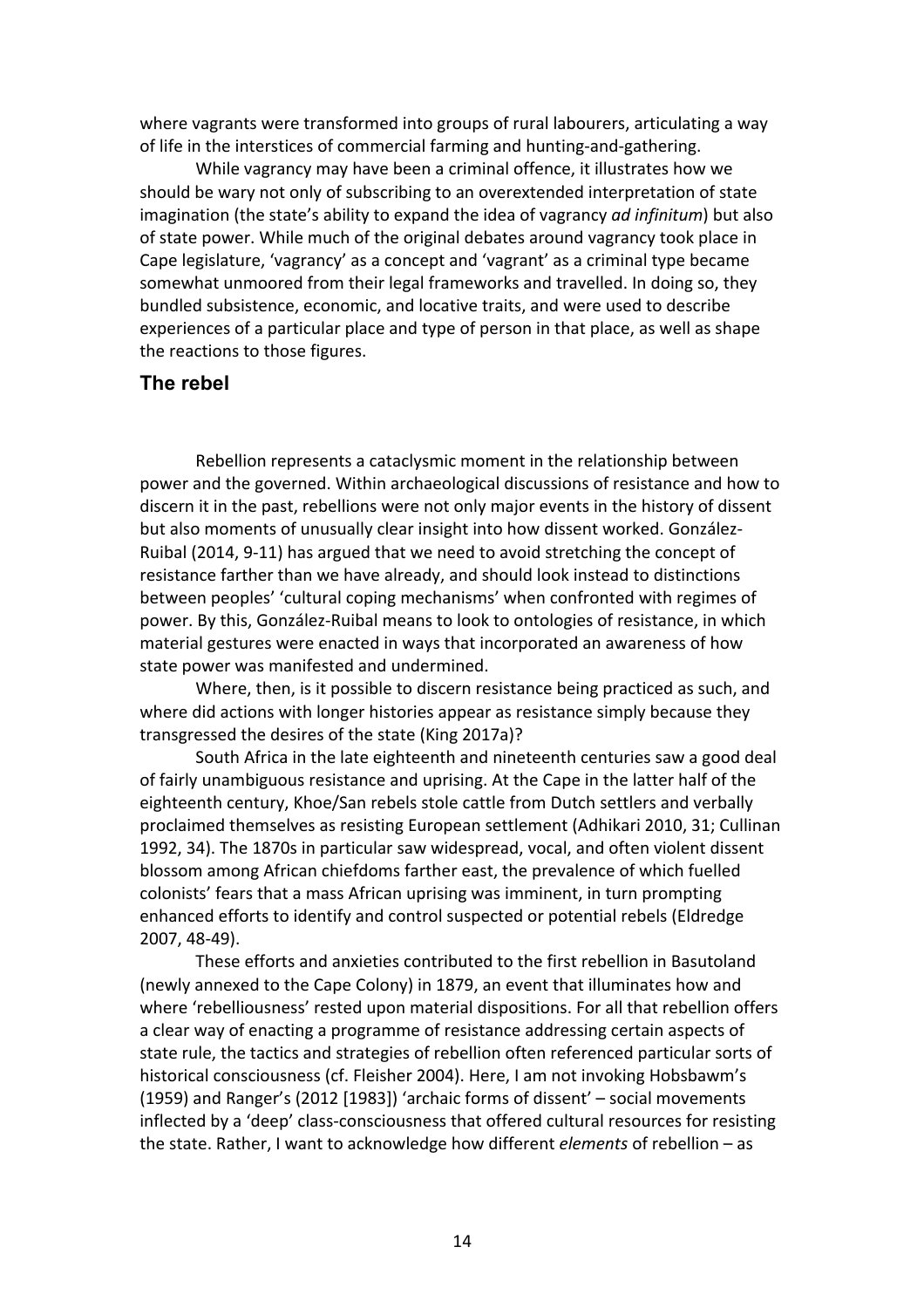where vagrants were transformed into groups of rural labourers, articulating a way of life in the interstices of commercial farming and hunting-and-gathering.

While vagrancy may have been a criminal offence, it illustrates how we should be wary not only of subscribing to an overextended interpretation of state imagination (the state's ability to expand the idea of vagrancy *ad infinitum*) but also of state power. While much of the original debates around vagrancy took place in Cape legislature, 'vagrancy' as a concept and 'vagrant' as a criminal type became somewhat unmoored from their legal frameworks and travelled. In doing so, they bundled subsistence, economic, and locative traits, and were used to describe experiences of a particular place and type of person in that place, as well as shape the reactions to those figures.

## The rebel

Rebellion represents a cataclysmic moment in the relationship between power and the governed. Within archaeological discussions of resistance and how to discern it in the past, rebellions were not only major events in the history of dissent but also moments of unusually clear insight into how dissent worked. González-Ruibal (2014, 9-11) has argued that we need to avoid stretching the concept of resistance farther than we have already, and should look instead to distinctions between peoples' 'cultural coping mechanisms' when confronted with regimes of power. By this, González-Ruibal means to look to ontologies of resistance, in which material gestures were enacted in ways that incorporated an awareness of how state power was manifested and undermined.

Where, then, is it possible to discern resistance being practiced as such, and where did actions with longer histories appear as resistance simply because they transgressed the desires of the state (King 2017a)?

South Africa in the late eighteenth and nineteenth centuries saw a good deal of fairly unambiguous resistance and uprising. At the Cape in the latter half of the eighteenth century, Khoe/San rebels stole cattle from Dutch settlers and verbally proclaimed themselves as resisting European settlement (Adhikari 2010, 31; Cullinan 1992, 34). The 1870s in particular saw widespread, vocal, and often violent dissent blossom among African chiefdoms farther east, the prevalence of which fuelled colonists' fears that a mass African uprising was imminent, in turn prompting enhanced efforts to identify and control suspected or potential rebels (Eldredge 2007, 48-49).

These efforts and anxieties contributed to the first rebellion in Basutoland (newly annexed to the Cape Colony) in 1879, an event that illuminates how and where 'rebelliousness' rested upon material dispositions. For all that rebellion offers a clear way of enacting a programme of resistance addressing certain aspects of state rule, the tactics and strategies of rebellion often referenced particular sorts of historical consciousness (cf. Fleisher 2004). Here, I am not invoking Hobsbawm's (1959) and Ranger's (2012 [1983]) 'archaic forms of dissent' – social movements inflected by a 'deep' class-consciousness that offered cultural resources for resisting the state. Rather, I want to acknowledge how different *elements* of rebellion – as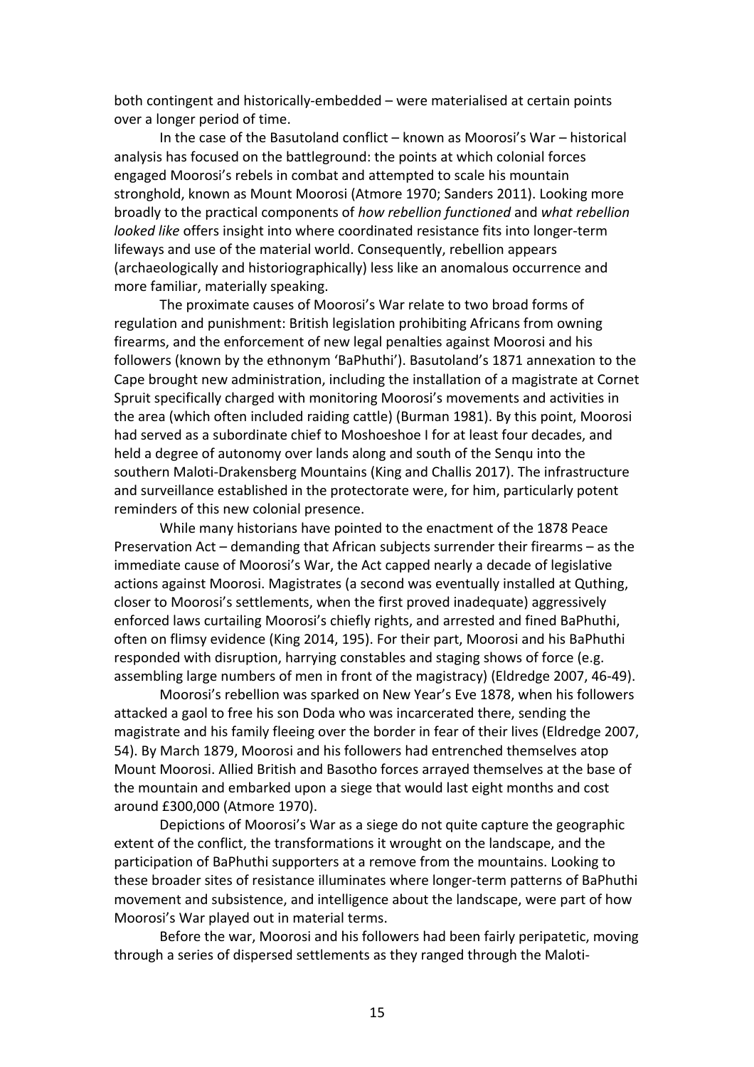both contingent and historically-embedded – were materialised at certain points over a longer period of time.

In the case of the Basutoland conflict – known as Moorosi's War – historical analysis has focused on the battleground: the points at which colonial forces engaged Moorosi's rebels in combat and attempted to scale his mountain stronghold, known as Mount Moorosi (Atmore 1970; Sanders 2011). Looking more broadly to the practical components of *how rebellion functioned* and *what rebellion looked like* offers insight into where coordinated resistance fits into longer-term lifeways and use of the material world. Consequently, rebellion appears (archaeologically and historiographically) less like an anomalous occurrence and more familiar, materially speaking.

The proximate causes of Moorosi's War relate to two broad forms of regulation and punishment: British legislation prohibiting Africans from owning firearms, and the enforcement of new legal penalties against Moorosi and his followers (known by the ethnonym 'BaPhuthi'). Basutoland's 1871 annexation to the Cape brought new administration, including the installation of a magistrate at Cornet Spruit specifically charged with monitoring Moorosi's movements and activities in the area (which often included raiding cattle) (Burman 1981). By this point, Moorosi had served as a subordinate chief to Moshoeshoe I for at least four decades, and held a degree of autonomy over lands along and south of the Senqu into the southern Maloti-Drakensberg Mountains (King and Challis 2017). The infrastructure and surveillance established in the protectorate were, for him, particularly potent reminders of this new colonial presence.

While many historians have pointed to the enactment of the 1878 Peace Preservation Act – demanding that African subjects surrender their firearms – as the immediate cause of Moorosi's War, the Act capped nearly a decade of legislative actions against Moorosi. Magistrates (a second was eventually installed at Quthing, closer to Moorosi's settlements, when the first proved inadequate) aggressively enforced laws curtailing Moorosi's chiefly rights, and arrested and fined BaPhuthi, often on flimsy evidence (King 2014, 195). For their part, Moorosi and his BaPhuthi responded with disruption, harrying constables and staging shows of force (e.g. assembling large numbers of men in front of the magistracy) (Eldredge 2007, 46-49).

Moorosi's rebellion was sparked on New Year's Eve 1878, when his followers attacked a gaol to free his son Doda who was incarcerated there, sending the magistrate and his family fleeing over the border in fear of their lives (Eldredge 2007, 54). By March 1879, Moorosi and his followers had entrenched themselves atop Mount Moorosi. Allied British and Basotho forces arrayed themselves at the base of the mountain and embarked upon a siege that would last eight months and cost around £300,000 (Atmore 1970).

Depictions of Moorosi's War as a siege do not quite capture the geographic extent of the conflict, the transformations it wrought on the landscape, and the participation of BaPhuthi supporters at a remove from the mountains. Looking to these broader sites of resistance illuminates where longer-term patterns of BaPhuthi movement and subsistence, and intelligence about the landscape, were part of how Moorosi's War played out in material terms.

Before the war, Moorosi and his followers had been fairly peripatetic, moving through a series of dispersed settlements as they ranged through the Maloti-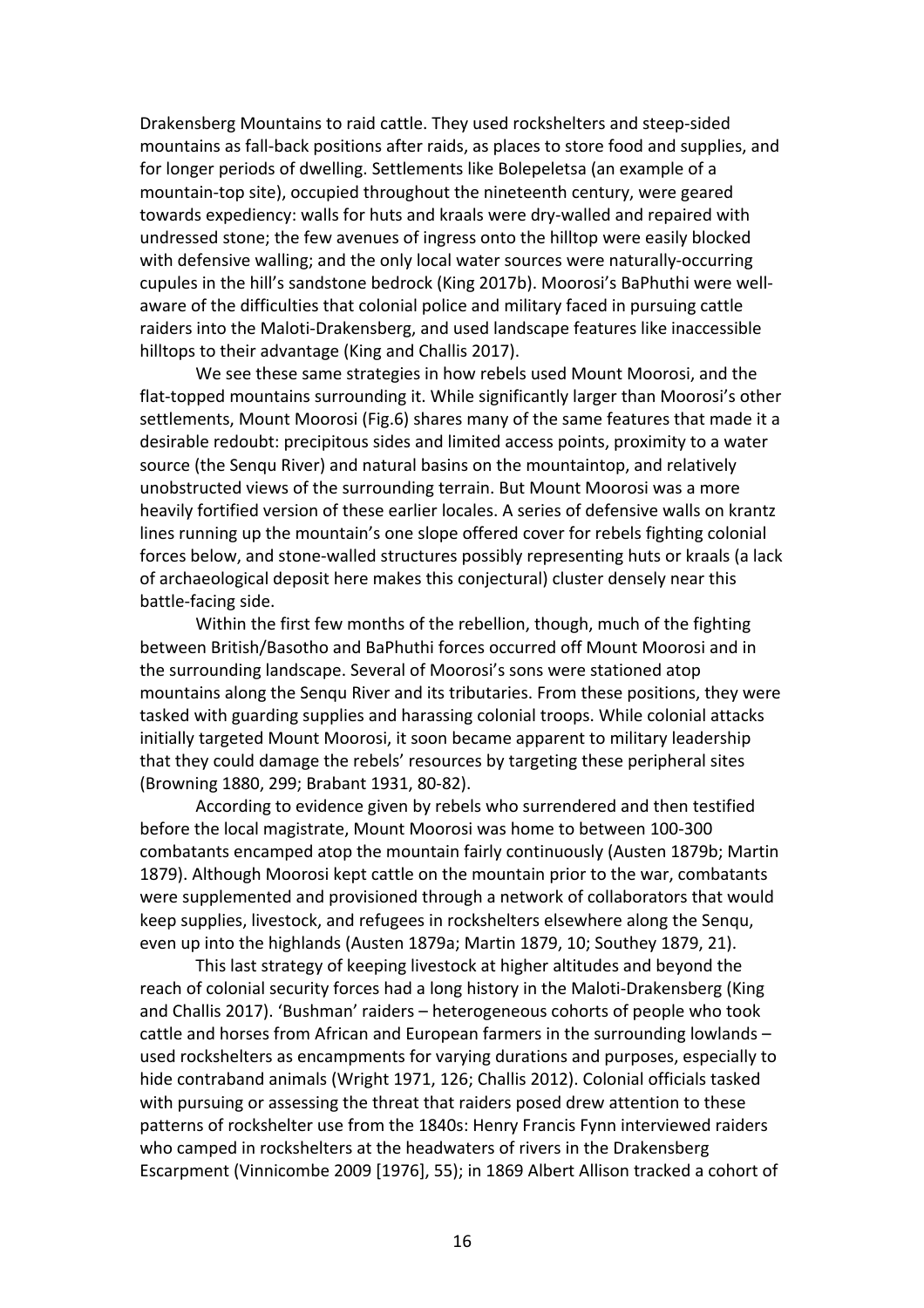Drakensberg Mountains to raid cattle. They used rockshelters and steep-sided mountains as fall-back positions after raids, as places to store food and supplies, and for longer periods of dwelling. Settlements like Bolepeletsa (an example of a mountain-top site), occupied throughout the nineteenth century, were geared towards expediency: walls for huts and kraals were dry-walled and repaired with undressed stone; the few avenues of ingress onto the hilltop were easily blocked with defensive walling; and the only local water sources were naturally-occurring cupules in the hill's sandstone bedrock (King 2017b). Moorosi's BaPhuthi were well-aware of the difficulties that colonial police and military faced in pursuing cattle raiders into the Maloti-Drakensberg, and used landscape features like inaccessible hilltops to their advantage (King and Challis 2017).

We see these same strategies in how rebels used Mount Moorosi, and the flat-topped mountains surrounding it. While significantly larger than Moorosi's other settlements, Mount Moorosi (Fig.6) shares many of the same features that made it a desirable redoubt: precipitous sides and limited access points, proximity to a water source (the Senqu River) and natural basins on the mountaintop, and relatively unobstructed views of the surrounding terrain. But Mount Moorosi was a more heavily fortified version of these earlier locales. A series of defensive walls on krantz lines running up the mountain's one slope offered cover for rebels fighting colonial forces below, and stone-walled structures possibly representing huts or kraals (a lack of archaeological deposit here makes this conjectural) cluster densely near this battle-facing side.

Within the first few months of the rebellion, though, much of the fighting between British/Basotho and BaPhuthi forces occurred off Mount Moorosi and in the surrounding landscape. Several of Moorosi's sons were stationed atop mountains along the Senqu River and its tributaries. From these positions, they were tasked with guarding supplies and harassing colonial troops. While colonial attacks initially targeted Mount Moorosi, it soon became apparent to military leadership that they could damage the rebels' resources by targeting these peripheral sites (Browning 1880, 299; Brabant 1931, 80-82).

According to evidence given by rebels who surrendered and then testified before the local magistrate, Mount Moorosi was home to between 100-300 combatants encamped atop the mountain fairly continuously (Austen 1879b; Martin 1879). Although Moorosi kept cattle on the mountain prior to the war, combatants were supplemented and provisioned through a network of collaborators that would keep supplies, livestock, and refugees in rockshelters elsewhere along the Senqu, even up into the highlands (Austen 1879a; Martin 1879, 10; Southey 1879, 21).

This last strategy of keeping livestock at higher altitudes and beyond the reach of colonial security forces had a long history in the Maloti-Drakensberg (King and Challis 2017). 'Bushman' raiders – heterogeneous cohorts of people who took cattle and horses from African and European farmers in the surrounding lowlands – used rockshelters as encampments for varying durations and purposes, especially to hide contraband animals (Wright 1971, 126; Challis 2012). Colonial officials tasked with pursuing or assessing the threat that raiders posed drew attention to these patterns of rockshelter use from the 1840s: Henry Francis Fynn interviewed raiders who camped in rockshelters at the headwaters of rivers in the Drakensberg Escarpment (Vinnicombe 2009 [1976], 55); in 1869 Albert Allison tracked a cohort of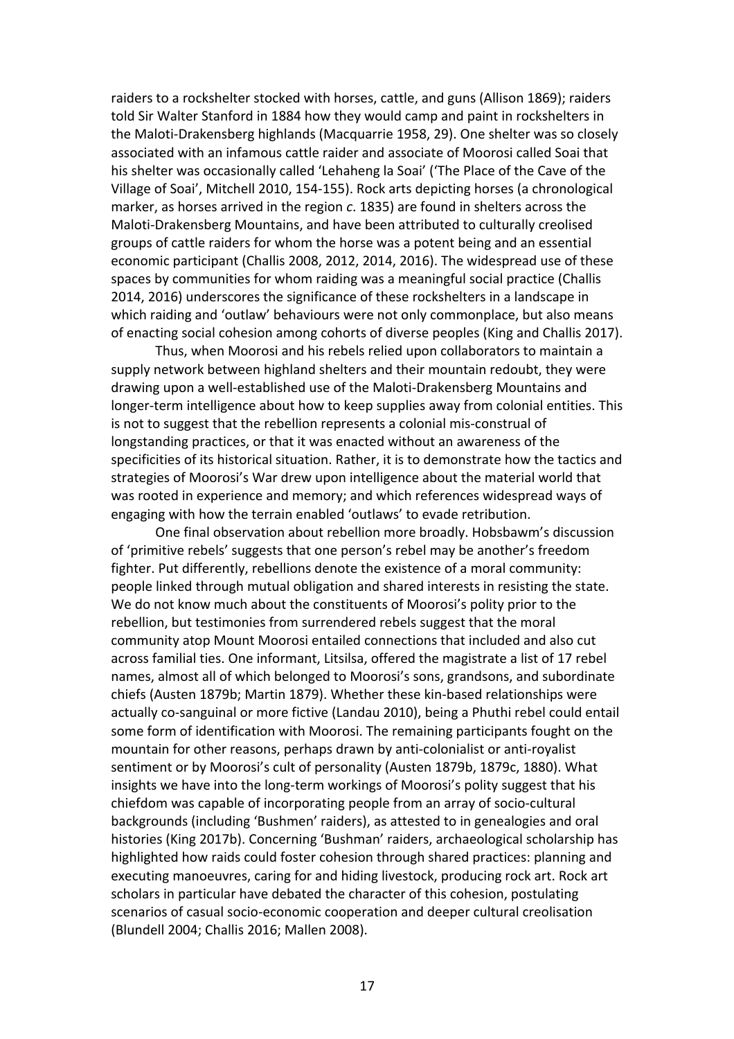raiders to a rockshelter stocked with horses, cattle, and guns (Allison 1869); raiders told Sir Walter Stanford in 1884 how they would camp and paint in rockshelters in the Maloti-Drakensberg highlands (Macquarrie 1958, 29). One shelter was so closely associated with an infamous cattle raider and associate of Moorosi called Soai that his shelter was occasionally called 'Lehaheng la Soai' ('The Place of the Cave of the Village of Soai', Mitchell 2010, 154-155). Rock arts depicting horses (a chronological marker, as horses arrived in the region *c*. 1835) are found in shelters across the Maloti-Drakensberg Mountains, and have been attributed to culturally creolised groups of cattle raiders for whom the horse was a potent being and an essential economic participant (Challis 2008, 2012, 2014, 2016). The widespread use of these spaces by communities for whom raiding was a meaningful social practice (Challis 2014, 2016) underscores the significance of these rockshelters in a landscape in which raiding and 'outlaw' behaviours were not only commonplace, but also means of enacting social cohesion among cohorts of diverse peoples (King and Challis 2017).

Thus, when Moorosi and his rebels relied upon collaborators to maintain a supply network between highland shelters and their mountain redoubt, they were drawing upon a well-established use of the Maloti-Drakensberg Mountains and longer-term intelligence about how to keep supplies away from colonial entities. This is not to suggest that the rebellion represents a colonial mis-construal of longstanding practices, or that it was enacted without an awareness of the specificities of its historical situation. Rather, it is to demonstrate how the tactics and strategies of Moorosi's War drew upon intelligence about the material world that was rooted in experience and memory; and which references widespread ways of engaging with how the terrain enabled 'outlaws' to evade retribution.

One final observation about rebellion more broadly. Hobsbawm's discussion of 'primitive rebels' suggests that one person's rebel may be another's freedom fighter. Put differently, rebellions denote the existence of a moral community: people linked through mutual obligation and shared interests in resisting the state. We do not know much about the constituents of Moorosi's polity prior to the rebellion, but testimonies from surrendered rebels suggest that the moral community atop Mount Moorosi entailed connections that included and also cut across familial ties. One informant, Litsilsa, offered the magistrate a list of 17 rebel names, almost all of which belonged to Moorosi's sons, grandsons, and subordinate chiefs (Austen 1879b; Martin 1879). Whether these kin-based relationships were actually co-sanguinal or more fictive (Landau 2010), being a Phuthi rebel could entail some form of identification with Moorosi. The remaining participants fought on the mountain for other reasons, perhaps drawn by anti-colonialist or anti-royalist sentiment or by Moorosi's cult of personality (Austen 1879b, 1879c, 1880). What insights we have into the long-term workings of Moorosi's polity suggest that his chiefdom was capable of incorporating people from an array of socio-cultural backgrounds (including 'Bushmen' raiders), as attested to in genealogies and oral histories (King 2017b). Concerning 'Bushman' raiders, archaeological scholarship has highlighted how raids could foster cohesion through shared practices: planning and executing manoeuvres, caring for and hiding livestock, producing rock art. Rock art scholars in particular have debated the character of this cohesion, postulating scenarios of casual socio-economic cooperation and deeper cultural creolisation (Blundell 2004; Challis 2016; Mallen 2008).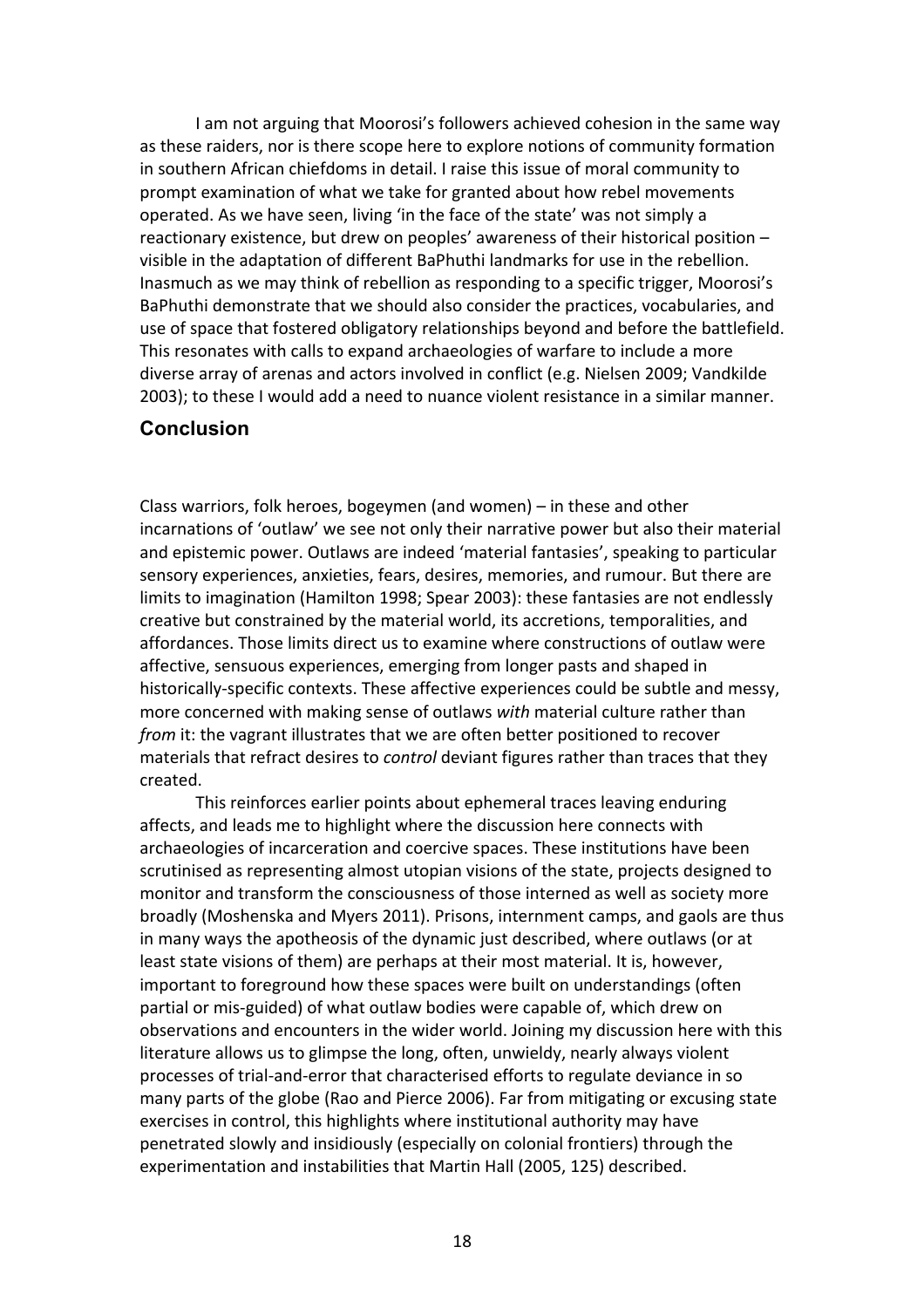I am not arguing that Moorosi's followers achieved cohesion in the same way as these raiders, nor is there scope here to explore notions of community formation in southern African chiefdoms in detail. I raise this issue of moral community to prompt examination of what we take for granted about how rebel movements operated. As we have seen, living 'in the face of the state' was not simply a reactionary existence, but drew on peoples' awareness of their historical position – visible in the adaptation of different BaPhuthi landmarks for use in the rebellion. Inasmuch as we may think of rebellion as responding to a specific trigger, Moorosi's BaPhuthi demonstrate that we should also consider the practices, vocabularies, and use of space that fostered obligatory relationships beyond and before the battlefield. This resonates with calls to expand archaeologies of warfare to include a more diverse array of arenas and actors involved in conflict (e.g. Nielsen 2009; Vandkilde 2003); to these I would add a need to nuance violent resistance in a similar manner.

## Conclusion

Class warriors, folk heroes, bogeymen (and women) – in these and other incarnations of 'outlaw' we see not only their narrative power but also their material and epistemic power. Outlaws are indeed 'material fantasies', speaking to particular sensory experiences, anxieties, fears, desires, memories, and rumour. But there are limits to imagination (Hamilton 1998; Spear 2003): these fantasies are not endlessly creative but constrained by the material world, its accretions, temporalities, and affordances. Those limits direct us to examine where constructions of outlaw were affective, sensuous experiences, emerging from longer pasts and shaped in historically-specific contexts. These affective experiences could be subtle and messy, more concerned with making sense of outlaws *with* material culture rather than *from* it: the vagrant illustrates that we are often better positioned to recover materials that refract desires to *control* deviant figures rather than traces that they created.

This reinforces earlier points about ephemeral traces leaving enduring affects, and leads me to highlight where the discussion here connects with archaeologies of incarceration and coercive spaces. These institutions have been scrutinised as representing almost utopian visions of the state, projects designed to monitor and transform the consciousness of those interned as well as society more broadly (Moshenska and Myers 2011). Prisons, internment camps, and gaols are thus in many ways the apotheosis of the dynamic just described, where outlaws (or at least state visions of them) are perhaps at their most material. It is, however, important to foreground how these spaces were built on understandings (often partial or mis-guided) of what outlaw bodies were capable of, which drew on observations and encounters in the wider world. Joining my discussion here with this literature allows us to glimpse the long, often, unwieldy, nearly always violent processes of trial-and-error that characterised efforts to regulate deviance in so many parts of the globe (Rao and Pierce 2006). Far from mitigating or excusing state exercises in control, this highlights where institutional authority may have penetrated slowly and insidiously (especially on colonial frontiers) through the experimentation and instabilities that Martin Hall (2005, 125) described.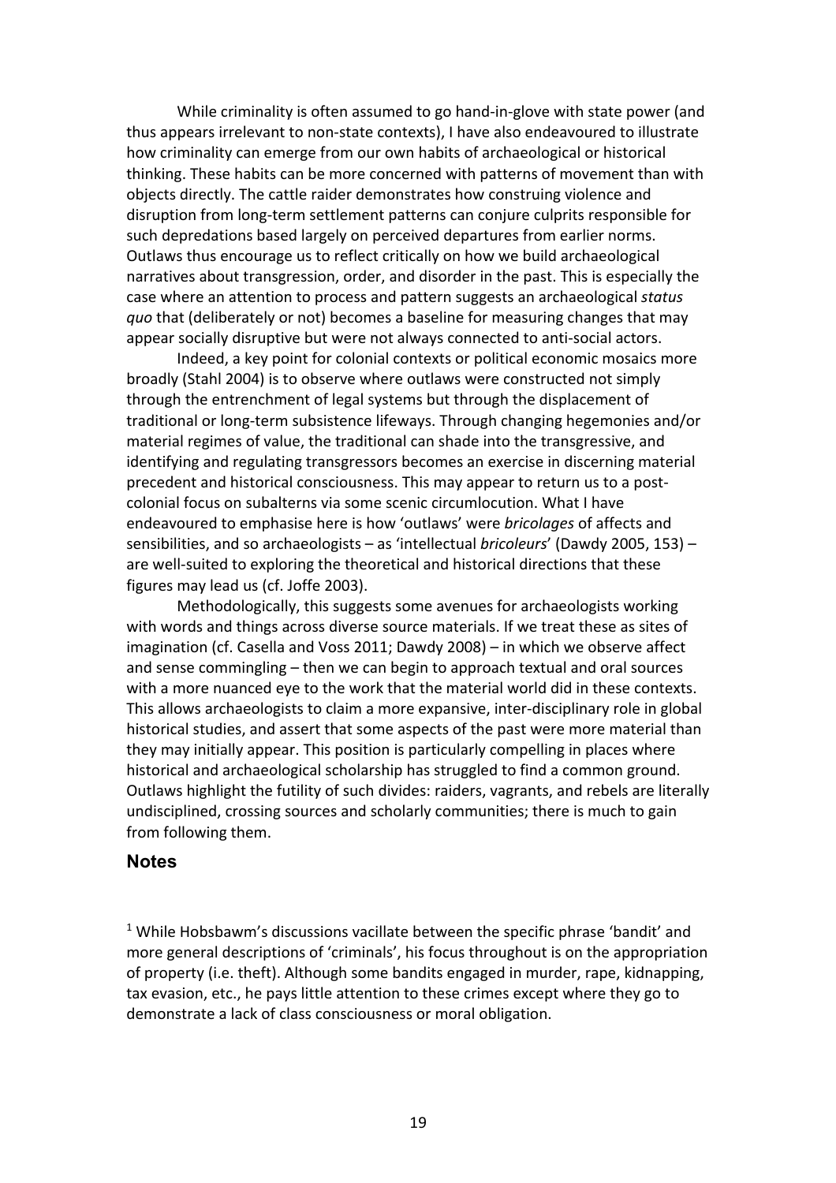While criminality is often assumed to go hand-in-glove with state power (and thus appears irrelevant to non-state contexts), I have also endeavoured to illustrate how criminality can emerge from our own habits of archaeological or historical thinking. These habits can be more concerned with patterns of movement than with objects directly. The cattle raider demonstrates how construing violence and disruption from long-term settlement patterns can conjure culprits responsible for such depredations based largely on perceived departures from earlier norms. Outlaws thus encourage us to reflect critically on how we build archaeological narratives about transgression, order, and disorder in the past. This is especially the case where an attention to process and pattern suggests an archaeological *status quo* that (deliberately or not) becomes a baseline for measuring changes that may appear socially disruptive but were not always connected to anti-social actors.

Indeed, a key point for colonial contexts or political economic mosaics more broadly (Stahl 2004) is to observe where outlaws were constructed not simply through the entrenchment of legal systems but through the displacement of traditional or long-term subsistence lifeways. Through changing hegemonies and/or material regimes of value, the traditional can shade into the transgressive, and identifying and regulating transgressors becomes an exercise in discerning material precedent and historical consciousness. This may appear to return us to a post-colonial focus on subalterns via some scenic circumlocution. What I have endeavoured to emphasise here is how 'outlaws' were *bricolages* of affects and sensibilities, and so archaeologists – as 'intellectual *bricoleurs*' (Dawdy 2005, 153) – are well-suited to exploring the theoretical and historical directions that these figures may lead us (cf. Joffe 2003).

Methodologically, this suggests some avenues for archaeologists working with words and things across diverse source materials. If we treat these as sites of imagination (cf. Casella and Voss 2011; Dawdy 2008) – in which we observe affect and sense commingling – then we can begin to approach textual and oral sources with a more nuanced eye to the work that the material world did in these contexts. This allows archaeologists to claim a more expansive, inter-disciplinary role in global historical studies, and assert that some aspects of the past were more material than they may initially appear. This position is particularly compelling in places where historical and archaeological scholarship has struggled to find a common ground. Outlaws highlight the futility of such divides: raiders, vagrants, and rebels are literally undisciplined, crossing sources and scholarly communities; there is much to gain from following them.

## Notes

[1] While Hobsbawm's discussions vacillate between the specific phrase 'bandit' and more general descriptions of 'criminals', his focus throughout is on the appropriation of property (i.e. theft). Although some bandits engaged in murder, rape, kidnapping, tax evasion, etc., he pays little attention to these crimes except where they go to demonstrate a lack of class consciousness or moral obligation.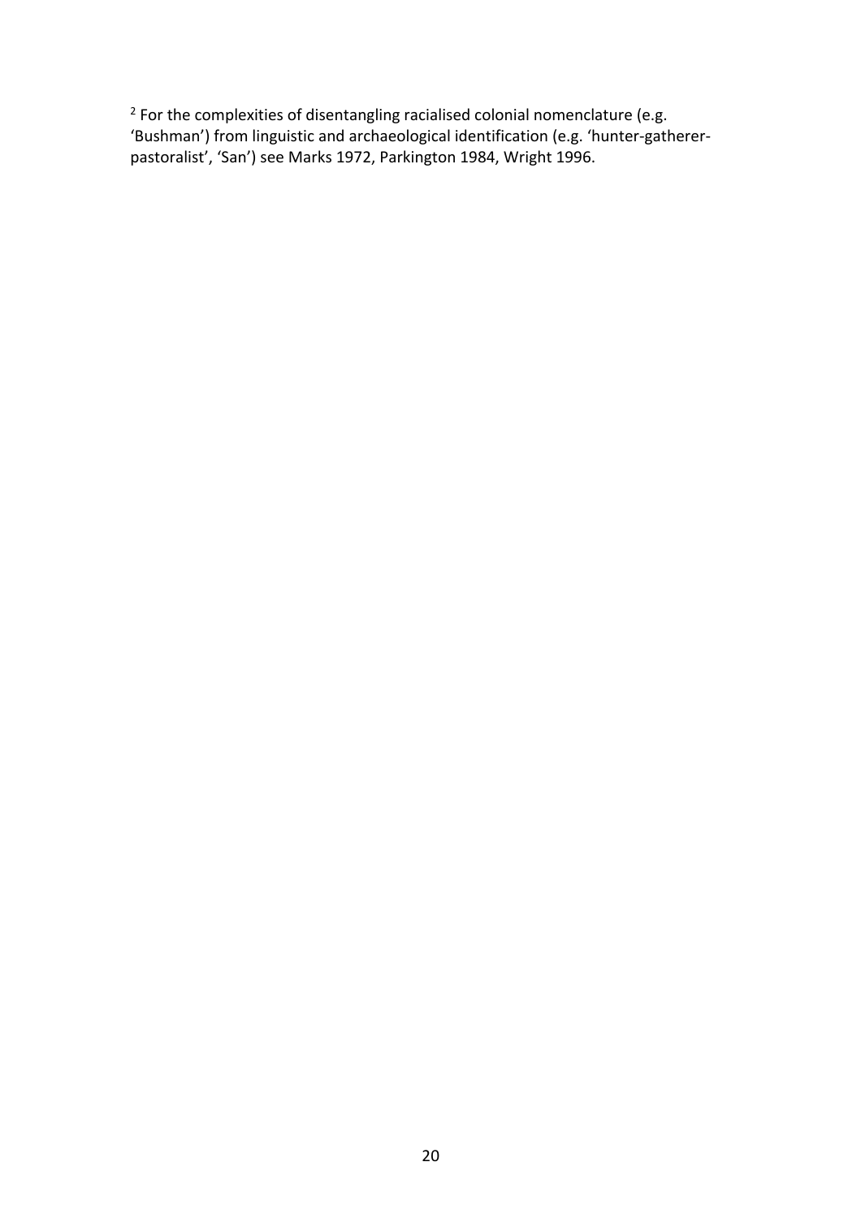[2] For the complexities of disentangling racialised colonial nomenclature (e.g. 'Bushman') from linguistic and archaeological identification (e.g. 'hunter-gatherer-pastoralist', 'San') see Marks 1972, Parkington 1984, Wright 1996.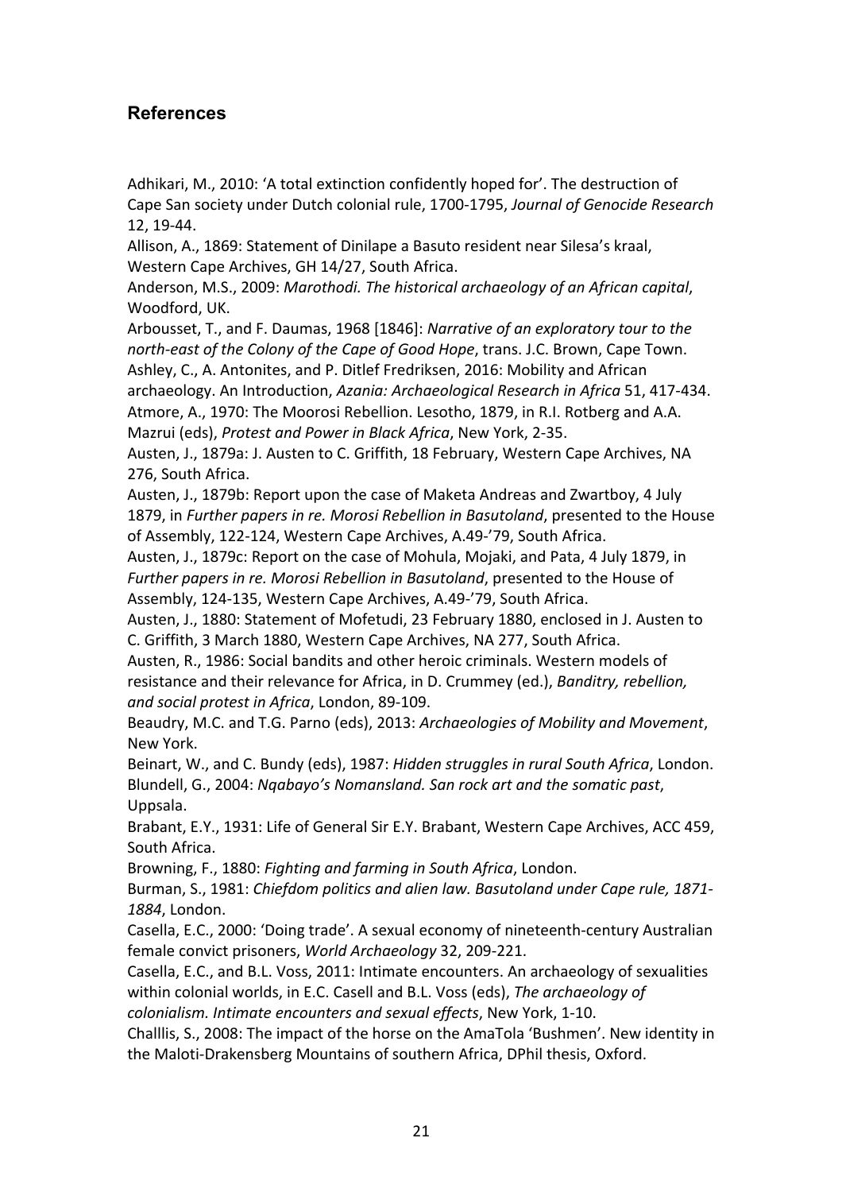## References

Adhikari, M., 2010: 'A total extinction confidently hoped for'. The destruction of Cape San society under Dutch colonial rule, 1700-1795, *Journal of Genocide Research* 12, 19-44.

Allison, A., 1869: Statement of Dinilape a Basuto resident near Silesa's kraal, Western Cape Archives, GH 14/27, South Africa.

Anderson, M.S., 2009: *Marothodi. The historical archaeology of an African capital*, Woodford, UK.

Arbousset, T., and F. Daumas, 1968 [1846]: *Narrative of an exploratory tour to the north-east of the Colony of the Cape of Good Hope*, trans. J.C. Brown, Cape Town.

Ashley, C., A. Antonites, and P. Ditlef Fredriksen, 2016: Mobility and African archaeology. An Introduction, *Azania: Archaeological Research in Africa* 51, 417-434.

Atmore, A., 1970: The Moorosi Rebellion. Lesotho, 1879, in R.I. Rotberg and A.A. Mazrui (eds), *Protest and Power in Black Africa*, New York, 2-35.

Austen, J., 1879a: J. Austen to C. Griffith, 18 February, Western Cape Archives, NA 276, South Africa.

Austen, J., 1879b: Report upon the case of Maketa Andreas and Zwartboy, 4 July 1879, in *Further papers in re. Morosi Rebellion in Basutoland*, presented to the House of Assembly, 122-124, Western Cape Archives, A.49-'79, South Africa.

Austen, J., 1879c: Report on the case of Mohula, Mojaki, and Pata, 4 July 1879, in *Further papers in re. Morosi Rebellion in Basutoland*, presented to the House of Assembly, 124-135, Western Cape Archives, A.49-'79, South Africa.

Austen, J., 1880: Statement of Mofetudi, 23 February 1880, enclosed in J. Austen to C. Griffith, 3 March 1880, Western Cape Archives, NA 277, South Africa.

Austen, R., 1986: Social bandits and other heroic criminals. Western models of resistance and their relevance for Africa, in D. Crummey (ed.), *Banditry, rebellion, and social protest in Africa*, London, 89-109.

Beaudry, M.C. and T.G. Parno (eds), 2013: *Archaeologies of Mobility and Movement*, New York.

Beinart, W., and C. Bundy (eds), 1987: *Hidden struggles in rural South Africa*, London.

Blundell, G., 2004: *Nqabayo's Nomansland. San rock art and the somatic past*, Uppsala.

Brabant, E.Y., 1931: Life of General Sir E.Y. Brabant, Western Cape Archives, ACC 459, South Africa.

Browning, F., 1880: *Fighting and farming in South Africa*, London.

Burman, S., 1981: *Chiefdom politics and alien law. Basutoland under Cape rule, 1871-1884*, London.

Casella, E.C., 2000: 'Doing trade'. A sexual economy of nineteenth-century Australian female convict prisoners, *World Archaeology* 32, 209-221.

Casella, E.C., and B.L. Voss, 2011: Intimate encounters. An archaeology of sexualities within colonial worlds, in E.C. Casell and B.L. Voss (eds), *The archaeology of colonialism. Intimate encounters and sexual effects*, New York, 1-10.

Challlis, S., 2008: The impact of the horse on the AmaTola 'Bushmen'. New identity in the Maloti-Drakensberg Mountains of southern Africa, DPhil thesis, Oxford.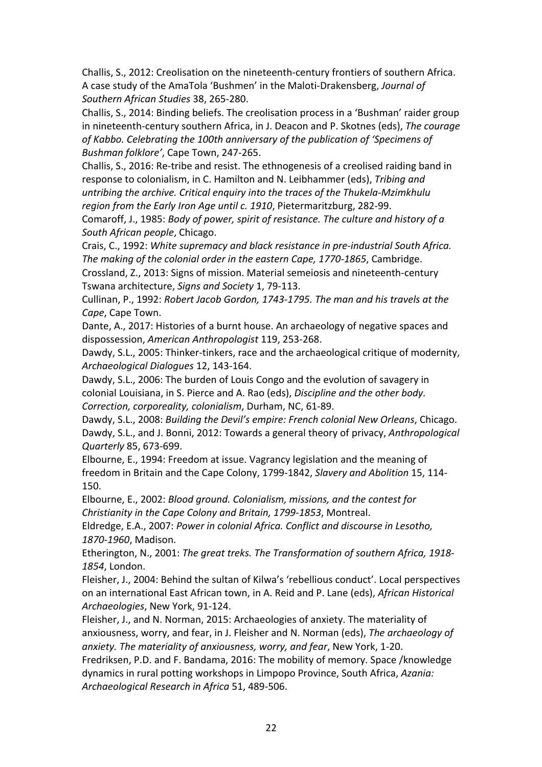Challis, S., 2012: Creolisation on the nineteenth-century frontiers of southern Africa. A case study of the AmaTola 'Bushmen' in the Maloti-Drakensberg, *Journal of Southern African Studies* 38, 265-280.

Challis, S., 2014: Binding beliefs. The creolisation process in a 'Bushman' raider group in nineteenth-century southern Africa, in J. Deacon and P. Skotnes (eds), *The courage of Kabbo. Celebrating the 100th anniversary of the publication of 'Specimens of Bushman folklore'*, Cape Town, 247-265.

Challis, S., 2016: Re-tribe and resist. The ethnogenesis of a creolised raiding band in response to colonialism, in C. Hamilton and N. Leibhammer (eds), *Tribing and untribing the archive. Critical enquiry into the traces of the Thukela-Mzimkhulu region from the Early Iron Age until c. 1910*, Pietermaritzburg, 282-99.

Comaroff, J., 1985: *Body of power, spirit of resistance. The culture and history of a South African people*, Chicago.

Crais, C., 1992: *White supremacy and black resistance in pre-industrial South Africa. The making of the colonial order in the eastern Cape, 1770-1865*, Cambridge.

Crossland, Z., 2013: Signs of mission. Material semeiosis and nineteenth-century Tswana architecture, *Signs and Society* 1, 79-113.

Cullinan, P., 1992: *Robert Jacob Gordon, 1743-1795. The man and his travels at the Cape*, Cape Town.

Dante, A., 2017: Histories of a burnt house. An archaeology of negative spaces and dispossession, *American Anthropologist* 119, 253-268.

Dawdy, S.L., 2005: Thinker-tinkers, race and the archaeological critique of modernity, *Archaeological Dialogues* 12, 143-164.

Dawdy, S.L., 2006: The burden of Louis Congo and the evolution of savagery in colonial Louisiana, in S. Pierce and A. Rao (eds), *Discipline and the other body. Correction, corporeality, colonialism*, Durham, NC, 61-89.

Dawdy, S.L., 2008: *Building the Devil's empire: French colonial New Orleans*, Chicago.

Dawdy, S.L., and J. Bonni, 2012: Towards a general theory of privacy, *Anthropological Quarterly* 85, 673-699.

Elbourne, E., 1994: Freedom at issue. Vagrancy legislation and the meaning of freedom in Britain and the Cape Colony, 1799-1842, *Slavery and Abolition* 15, 114-150.

Elbourne, E., 2002: *Blood ground. Colonialism, missions, and the contest for Christianity in the Cape Colony and Britain, 1799-1853*, Montreal.

Eldredge, E.A., 2007: *Power in colonial Africa. Conflict and discourse in Lesotho, 1870-1960*, Madison.

Etherington, N., 2001: *The great treks. The Transformation of southern Africa, 1918-1854*, London.

Fleisher, J., 2004: Behind the sultan of Kilwa's 'rebellious conduct'. Local perspectives on an international East African town, in A. Reid and P. Lane (eds), *African Historical Archaeologies*, New York, 91-124.

Fleisher, J., and N. Norman, 2015: Archaeologies of anxiety. The materiality of anxiousness, worry, and fear, in J. Fleisher and N. Norman (eds), *The archaeology of anxiety. The materiality of anxiousness, worry, and fear*, New York, 1-20.

Fredriksen, P.D. and F. Bandama, 2016: The mobility of memory. Space /knowledge dynamics in rural potting workshops in Limpopo Province, South Africa, *Azania: Archaeological Research in Africa* 51, 489-506.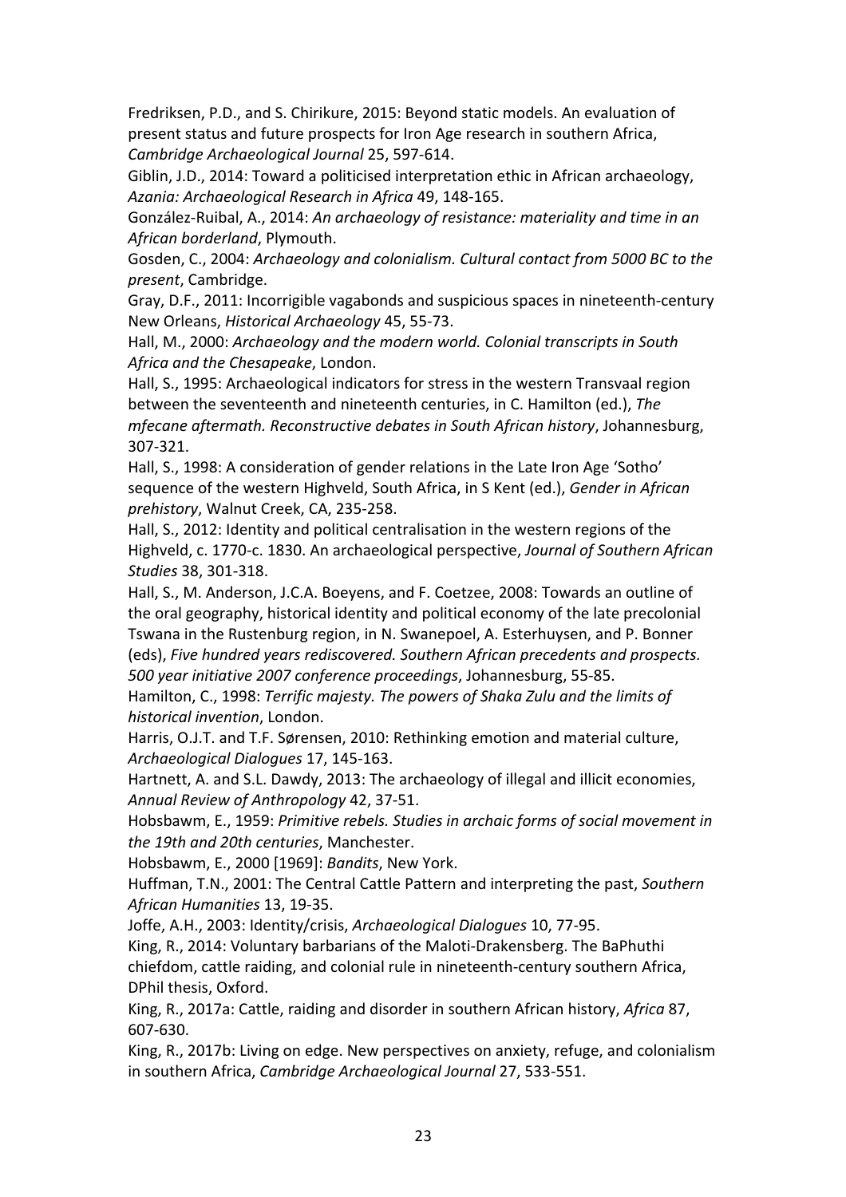Fredriksen, P.D., and S. Chirikure, 2015: Beyond static models. An evaluation of present status and future prospects for Iron Age research in southern Africa, *Cambridge Archaeological Journal* 25, 597-614.

Giblin, J.D., 2014: Toward a politicised interpretation ethic in African archaeology, *Azania: Archaeological Research in Africa* 49, 148-165.

González-Ruibal, A., 2014: *An archaeology of resistance: materiality and time in an African borderland*, Plymouth.

Gosden, C., 2004: *Archaeology and colonialism. Cultural contact from 5000 BC to the present*, Cambridge.

Gray, D.F., 2011: Incorrigible vagabonds and suspicious spaces in nineteenth-century New Orleans, *Historical Archaeology* 45, 55-73.

Hall, M., 2000: *Archaeology and the modern world. Colonial transcripts in South Africa and the Chesapeake*, London.

Hall, S., 1995: Archaeological indicators for stress in the western Transvaal region between the seventeenth and nineteenth centuries, in C. Hamilton (ed.), *The mfecane aftermath. Reconstructive debates in South African history*, Johannesburg, 307-321.

Hall, S., 1998: A consideration of gender relations in the Late Iron Age 'Sotho' sequence of the western Highveld, South Africa, in S Kent (ed.), *Gender in African prehistory*, Walnut Creek, CA, 235-258.

Hall, S., 2012: Identity and political centralisation in the western regions of the Highveld, c. 1770-c. 1830. An archaeological perspective, *Journal of Southern African Studies* 38, 301-318.

Hall, S., M. Anderson, J.C.A. Boeyens, and F. Coetzee, 2008: Towards an outline of the oral geography, historical identity and political economy of the late precolonial Tswana in the Rustenburg region, in N. Swanepoel, A. Esterhuysen, and P. Bonner (eds), *Five hundred years rediscovered. Southern African precedents and prospects. 500 year initiative 2007 conference proceedings*, Johannesburg, 55-85.

Hamilton, C., 1998: *Terrific majesty. The powers of Shaka Zulu and the limits of historical invention*, London.

Harris, O.J.T. and T.F. Sørensen, 2010: Rethinking emotion and material culture, *Archaeological Dialogues* 17, 145-163.

Hartnett, A. and S.L. Dawdy, 2013: The archaeology of illegal and illicit economies, *Annual Review of Anthropology* 42, 37-51.

Hobsbawm, E., 1959: *Primitive rebels. Studies in archaic forms of social movement in the 19th and 20th centuries*, Manchester.

Hobsbawm, E., 2000 [1969]: *Bandits*, New York.

Huffman, T.N., 2001: The Central Cattle Pattern and interpreting the past, *Southern African Humanities* 13, 19-35.

Joffe, A.H., 2003: Identity/crisis, *Archaeological Dialogues* 10, 77-95.

King, R., 2014: Voluntary barbarians of the Maloti-Drakensberg. The BaPhuthi chiefdom, cattle raiding, and colonial rule in nineteenth-century southern Africa, DPhil thesis, Oxford.

King, R., 2017a: Cattle, raiding and disorder in southern African history, *Africa* 87, 607-630.

King, R., 2017b: Living on edge. New perspectives on anxiety, refuge, and colonialism in southern Africa, *Cambridge Archaeological Journal* 27, 533-551.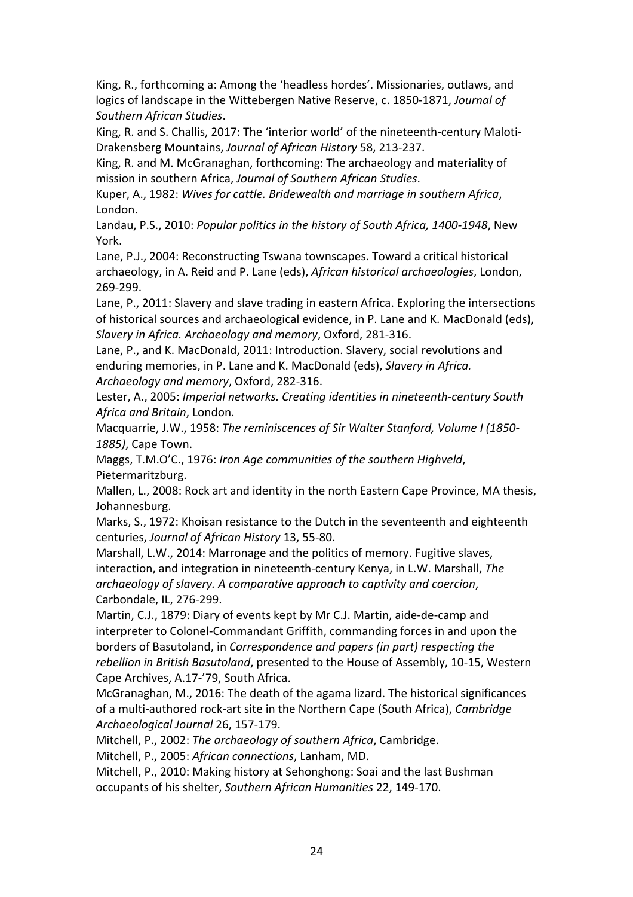King, R., forthcoming a: Among the 'headless hordes'. Missionaries, outlaws, and logics of landscape in the Wittebergen Native Reserve, c. 1850-1871, *Journal of Southern African Studies*.

King, R. and S. Challis, 2017: The 'interior world' of the nineteenth-century Maloti-Drakensberg Mountains, *Journal of African History* 58, 213-237.

King, R. and M. McGranaghan, forthcoming: The archaeology and materiality of mission in southern Africa, *Journal of Southern African Studies*.

Kuper, A., 1982: *Wives for cattle. Bridewealth and marriage in southern Africa*, London.

Landau, P.S., 2010: *Popular politics in the history of South Africa, 1400-1948*, New York.

Lane, P.J., 2004: Reconstructing Tswana townscapes. Toward a critical historical archaeology, in A. Reid and P. Lane (eds), *African historical archaeologies*, London, 269-299.

Lane, P., 2011: Slavery and slave trading in eastern Africa. Exploring the intersections of historical sources and archaeological evidence, in P. Lane and K. MacDonald (eds), *Slavery in Africa. Archaeology and memory*, Oxford, 281-316.

Lane, P., and K. MacDonald, 2011: Introduction. Slavery, social revolutions and enduring memories, in P. Lane and K. MacDonald (eds), *Slavery in Africa. Archaeology and memory*, Oxford, 282-316.

Lester, A., 2005: *Imperial networks. Creating identities in nineteenth-century South Africa and Britain*, London.

Macquarrie, J.W., 1958: *The reminiscences of Sir Walter Stanford, Volume I (1850-1885)*, Cape Town.

Maggs, T.M.O'C., 1976: *Iron Age communities of the southern Highveld*, Pietermaritzburg.

Mallen, L., 2008: Rock art and identity in the north Eastern Cape Province, MA thesis, Johannesburg.

Marks, S., 1972: Khoisan resistance to the Dutch in the seventeenth and eighteenth centuries, *Journal of African History* 13, 55-80.

Marshall, L.W., 2014: Marronage and the politics of memory. Fugitive slaves, interaction, and integration in nineteenth-century Kenya, in L.W. Marshall, *The archaeology of slavery. A comparative approach to captivity and coercion*, Carbondale, IL, 276-299.

Martin, C.J., 1879: Diary of events kept by Mr C.J. Martin, aide-de-camp and interpreter to Colonel-Commandant Griffith, commanding forces in and upon the borders of Basutoland, in *Correspondence and papers (in part) respecting the rebellion in British Basutoland*, presented to the House of Assembly, 10-15, Western Cape Archives, A.17-'79, South Africa.

McGranaghan, M., 2016: The death of the agama lizard. The historical significances of a multi-authored rock-art site in the Northern Cape (South Africa), *Cambridge Archaeological Journal* 26, 157-179.

Mitchell, P., 2002: *The archaeology of southern Africa*, Cambridge.

Mitchell, P., 2005: *African connections*, Lanham, MD.

Mitchell, P., 2010: Making history at Sehonghong: Soai and the last Bushman occupants of his shelter, *Southern African Humanities* 22, 149-170.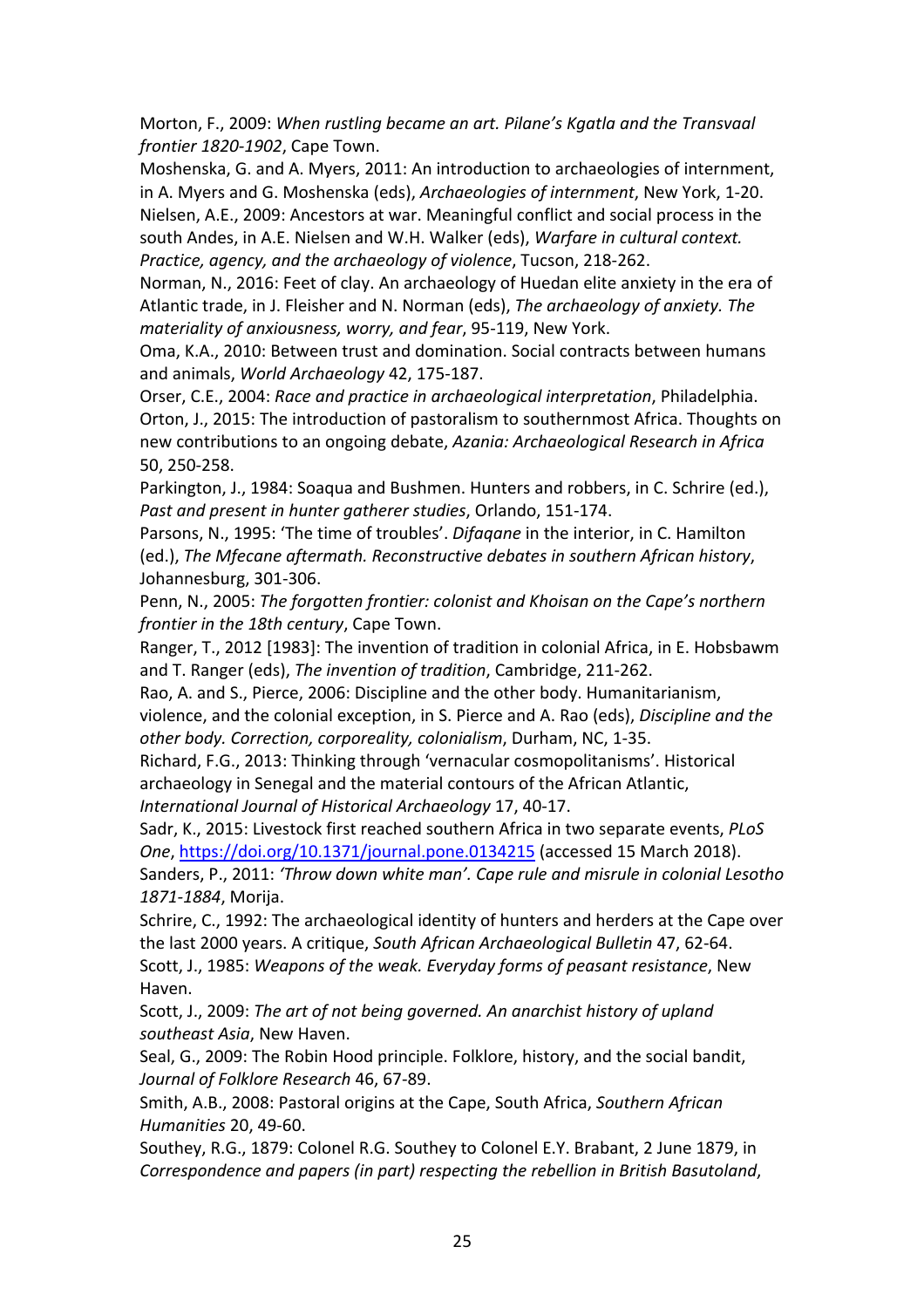Morton, F., 2009: *When rustling became an art. Pilane's Kgatla and the Transvaal frontier 1820-1902*, Cape Town.

Moshenska, G. and A. Myers, 2011: An introduction to archaeologies of internment, in A. Myers and G. Moshenska (eds), *Archaeologies of internment*, New York, 1-20.

Nielsen, A.E., 2009: Ancestors at war. Meaningful conflict and social process in the south Andes, in A.E. Nielsen and W.H. Walker (eds), *Warfare in cultural context. Practice, agency, and the archaeology of violence*, Tucson, 218-262.

Norman, N., 2016: Feet of clay. An archaeology of Huedan elite anxiety in the era of Atlantic trade, in J. Fleisher and N. Norman (eds), *The archaeology of anxiety. The materiality of anxiousness, worry, and fear*, 95-119, New York.

Oma, K.A., 2010: Between trust and domination. Social contracts between humans and animals, *World Archaeology* 42, 175-187.

Orser, C.E., 2004: *Race and practice in archaeological interpretation*, Philadelphia.

Orton, J., 2015: The introduction of pastoralism to southernmost Africa. Thoughts on new contributions to an ongoing debate, *Azania: Archaeological Research in Africa* 50, 250-258.

Parkington, J., 1984: Soaqua and Bushmen. Hunters and robbers, in C. Schrire (ed.), *Past and present in hunter gatherer studies*, Orlando, 151-174.

Parsons, N., 1995: 'The time of troubles'. *Difaqane* in the interior, in C. Hamilton (ed.), *The Mfecane aftermath. Reconstructive debates in southern African history*, Johannesburg, 301-306.

Penn, N., 2005: *The forgotten frontier: colonist and Khoisan on the Cape's northern frontier in the 18th century*, Cape Town.

Ranger, T., 2012 [1983]: The invention of tradition in colonial Africa, in E. Hobsbawm and T. Ranger (eds), *The invention of tradition*, Cambridge, 211-262.

Rao, A. and S., Pierce, 2006: Discipline and the other body. Humanitarianism, violence, and the colonial exception, in S. Pierce and A. Rao (eds), *Discipline and the other body. Correction, corporeality, colonialism*, Durham, NC, 1-35.

Richard, F.G., 2013: Thinking through 'vernacular cosmopolitanisms'. Historical archaeology in Senegal and the material contours of the African Atlantic, *International Journal of Historical Archaeology* 17, 40-17.

Sadr, K., 2015: Livestock first reached southern Africa in two separate events, *PLoS One*, https://doi.org/10.1371/journal.pone.0134215 (accessed 15 March 2018).

Sanders, P., 2011: *'Throw down white man'. Cape rule and misrule in colonial Lesotho 1871-1884*, Morija.

Schrire, C., 1992: The archaeological identity of hunters and herders at the Cape over the last 2000 years. A critique, *South African Archaeological Bulletin* 47, 62-64.

Scott, J., 1985: *Weapons of the weak. Everyday forms of peasant resistance*, New Haven.

Scott, J., 2009: *The art of not being governed. An anarchist history of upland southeast Asia*, New Haven.

Seal, G., 2009: The Robin Hood principle. Folklore, history, and the social bandit, *Journal of Folklore Research* 46, 67-89.

Smith, A.B., 2008: Pastoral origins at the Cape, South Africa, *Southern African Humanities* 20, 49-60.

Southey, R.G., 1879: Colonel R.G. Southey to Colonel E.Y. Brabant, 2 June 1879, in *Correspondence and papers (in part) respecting the rebellion in British Basutoland*,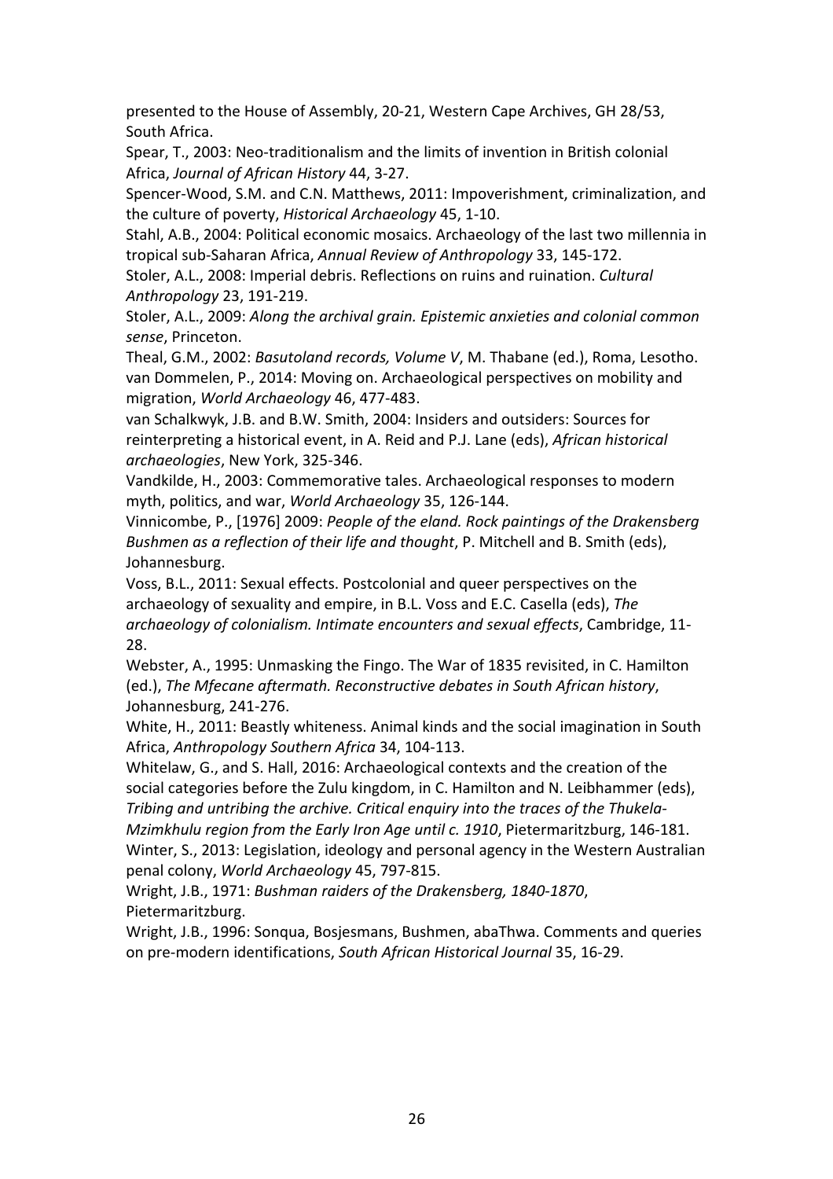presented to the House of Assembly, 20-21, Western Cape Archives, GH 28/53, South Africa.

Spear, T., 2003: Neo-traditionalism and the limits of invention in British colonial Africa, *Journal of African History* 44, 3-27.

Spencer-Wood, S.M. and C.N. Matthews, 2011: Impoverishment, criminalization, and the culture of poverty, *Historical Archaeology* 45, 1-10.

Stahl, A.B., 2004: Political economic mosaics. Archaeology of the last two millennia in tropical sub-Saharan Africa, *Annual Review of Anthropology* 33, 145-172.

Stoler, A.L., 2008: Imperial debris. Reflections on ruins and ruination. *Cultural Anthropology* 23, 191-219.

Stoler, A.L., 2009: *Along the archival grain. Epistemic anxieties and colonial common sense*, Princeton.

Theal, G.M., 2002: *Basutoland records, Volume V*, M. Thabane (ed.), Roma, Lesotho.

van Dommelen, P., 2014: Moving on. Archaeological perspectives on mobility and migration, *World Archaeology* 46, 477-483.

van Schalkwyk, J.B. and B.W. Smith, 2004: Insiders and outsiders: Sources for reinterpreting a historical event, in A. Reid and P.J. Lane (eds), *African historical archaeologies*, New York, 325-346.

Vandkilde, H., 2003: Commemorative tales. Archaeological responses to modern myth, politics, and war, *World Archaeology* 35, 126-144.

Vinnicombe, P., [1976] 2009: *People of the eland. Rock paintings of the Drakensberg Bushmen as a reflection of their life and thought*, P. Mitchell and B. Smith (eds), Johannesburg.

Voss, B.L., 2011: Sexual effects. Postcolonial and queer perspectives on the archaeology of sexuality and empire, in B.L. Voss and E.C. Casella (eds), *The archaeology of colonialism. Intimate encounters and sexual effects*, Cambridge, 11-28.

Webster, A., 1995: Unmasking the Fingo. The War of 1835 revisited, in C. Hamilton (ed.), *The Mfecane aftermath. Reconstructive debates in South African history*, Johannesburg, 241-276.

White, H., 2011: Beastly whiteness. Animal kinds and the social imagination in South Africa, *Anthropology Southern Africa* 34, 104-113.

Whitelaw, G., and S. Hall, 2016: Archaeological contexts and the creation of the social categories before the Zulu kingdom, in C. Hamilton and N. Leibhammer (eds), *Tribing and untribing the archive. Critical enquiry into the traces of the Thukela-Mzimkhulu region from the Early Iron Age until c. 1910*, Pietermaritzburg, 146-181.

Winter, S., 2013: Legislation, ideology and personal agency in the Western Australian penal colony, *World Archaeology* 45, 797-815.

Wright, J.B., 1971: *Bushman raiders of the Drakensberg, 1840-1870*, Pietermaritzburg.

Wright, J.B., 1996: Sonqua, Bosjesmans, Bushmen, abaThwa. Comments and queries on pre-modern identifications, *South African Historical Journal* 35, 16-29.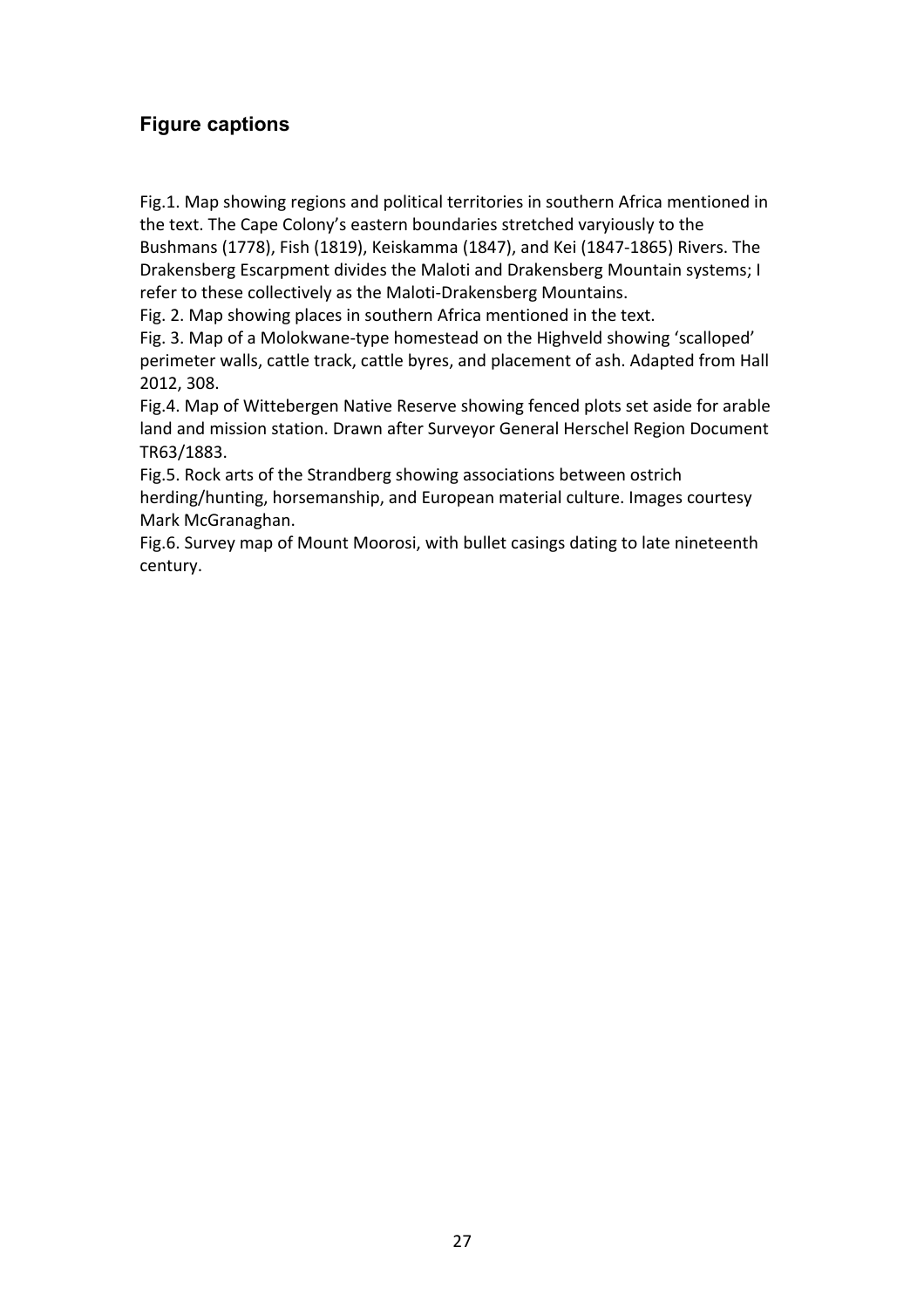## Figure captions

Fig.1. Map showing regions and political territories in southern Africa mentioned in the text. The Cape Colony's eastern boundaries stretched varyiously to the Bushmans (1778), Fish (1819), Keiskamma (1847), and Kei (1847-1865) Rivers. The Drakensberg Escarpment divides the Maloti and Drakensberg Mountain systems; I refer to these collectively as the Maloti-Drakensberg Mountains.

Fig. 2. Map showing places in southern Africa mentioned in the text.

Fig. 3. Map of a Molokwane-type homestead on the Highveld showing 'scalloped' perimeter walls, cattle track, cattle byres, and placement of ash. Adapted from Hall 2012, 308.

Fig.4. Map of Wittebergen Native Reserve showing fenced plots set aside for arable land and mission station. Drawn after Surveyor General Herschel Region Document TR63/1883.

Fig.5. Rock arts of the Strandberg showing associations between ostrich herding/hunting, horsemanship, and European material culture. Images courtesy Mark McGranaghan.

Fig.6. Survey map of Mount Moorosi, with bullet casings dating to late nineteenth century.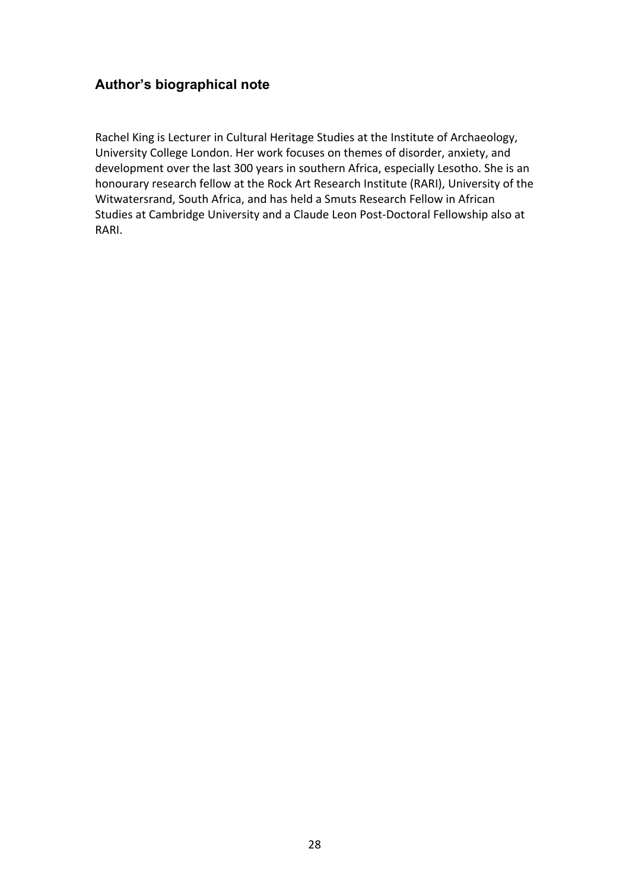## Author's biographical note

Rachel King is Lecturer in Cultural Heritage Studies at the Institute of Archaeology, University College London. Her work focuses on themes of disorder, anxiety, and development over the last 300 years in southern Africa, especially Lesotho. She is an honourary research fellow at the Rock Art Research Institute (RARI), University of the Witwatersrand, South Africa, and has held a Smuts Research Fellow in African Studies at Cambridge University and a Claude Leon Post-Doctoral Fellowship also at RARI.